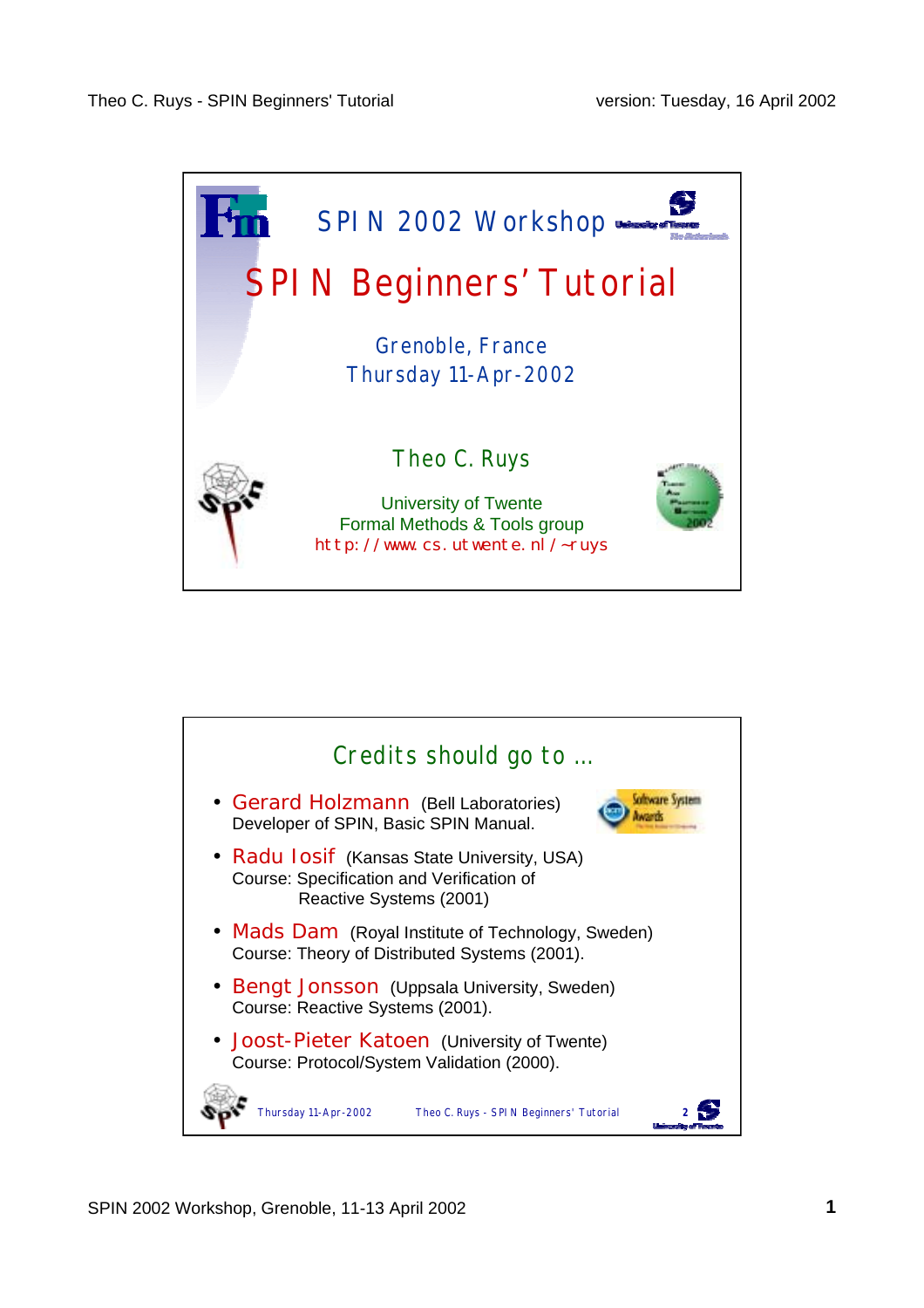## SPIN 2002 Workshop

# SPIN Beginners' Tutorial

Grenoble, France
Thursday 11-Apr-2002

Theo C. Ruys

University of Twente
Formal Methods & Tools group
http://www.cs.utwente.nl/~ruys

---

## Credits should go to …

- **Gerard Holzmann** (Bell Laboratories)
  Developer of SPIN, Basic SPIN Manual.
- **Radu Iosif** (Kansas State University, USA)
  Course: Specification and Verification of Reactive Systems (2001)
- **Mads Dam** (Royal Institute of Technology, Sweden)
  Course: Theory of Distributed Systems (2001).
- **Bengt Jonsson** (Uppsala University, Sweden)
  Course: Reactive Systems (2001).
- **Joost-Pieter Katoen** (University of Twente)
  Course: Protocol/System Validation (2000).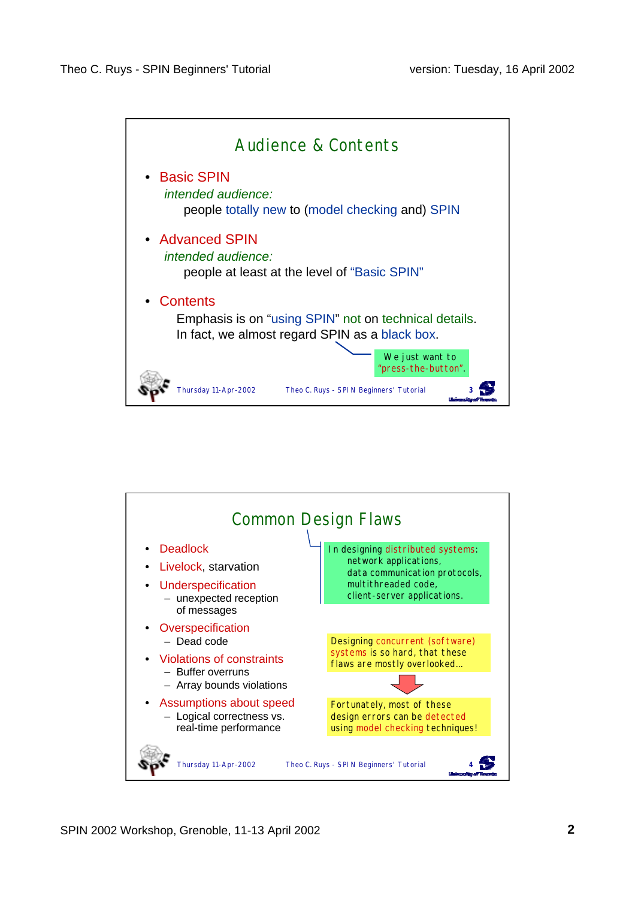## Audience & Contents

- **Basic SPIN**
  *intended audience:*
  people totally new to (model checking and) SPIN

- **Advanced SPIN**
  *intended audience:*
  people at least at the level of "Basic SPIN"

- **Contents**
  Emphasis is on "using SPIN" not on technical details.
  In fact, we almost regard SPIN as a black box.

We just want to "press-the-button".

## Common Design Flaws

- Deadlock
- Livelock, starvation
- Underspecification
  - unexpected reception of messages
- Overspecification
  - Dead code
- Violations of constraints
  - Buffer overruns
  - Array bounds violations
- Assumptions about speed
  - Logical correctness vs. real-time performance

In designing distributed systems:
network applications,
data communication protocols,
multithreaded code,
client-server applications.

Designing concurrent (software) systems is so hard, that these flaws are mostly overlooked...

Fortunately, most of these design errors can be detected using model checking techniques!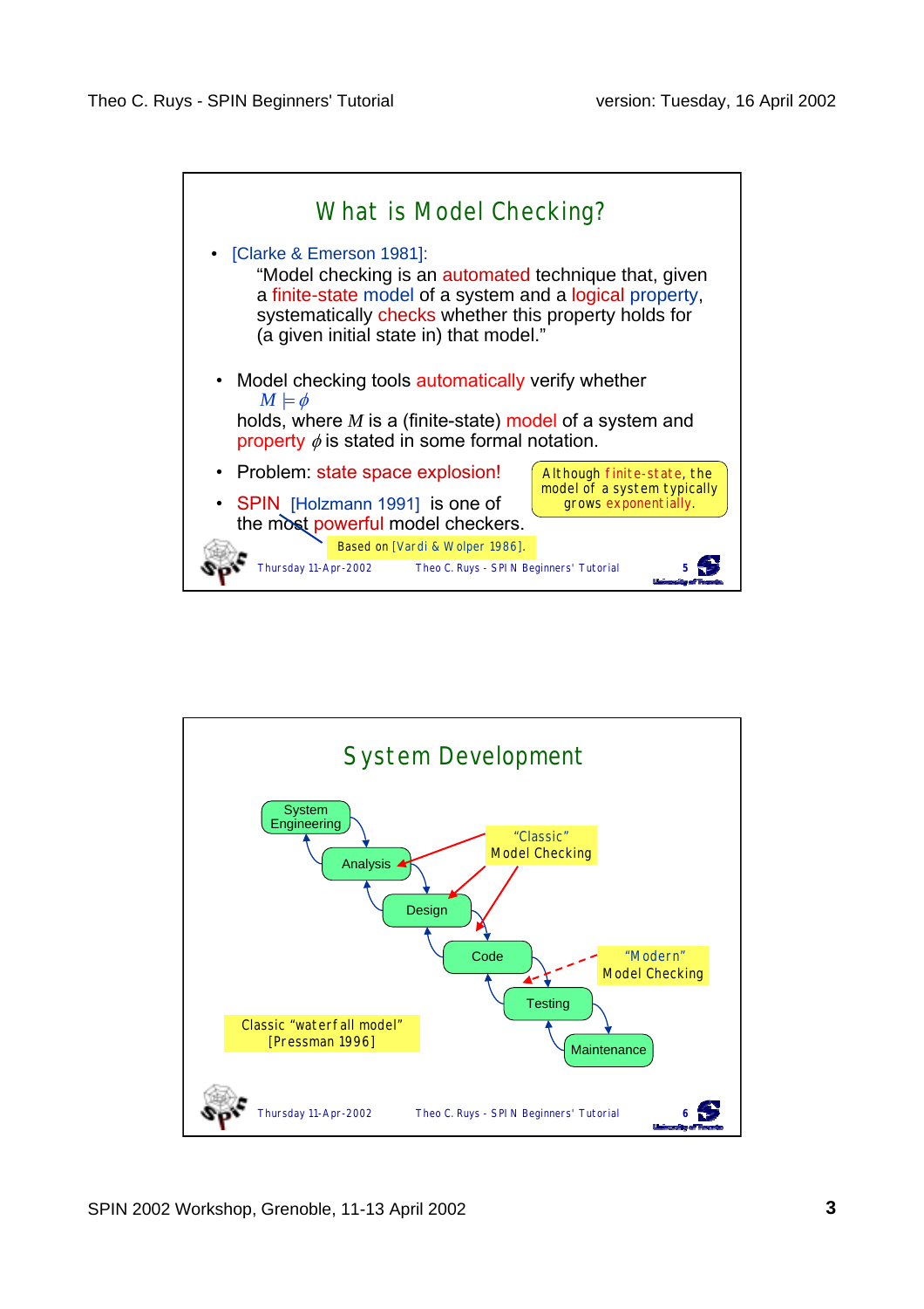## What is Model Checking?

- [Clarke & Emerson 1981]:
  "Model checking is an automated technique that, given a finite-state model of a system and a logical property, systematically checks whether this property holds for (a given initial state in) that model."

- Model checking tools automatically verify whether
  $M \models \phi$
  holds, where $M$ is a (finite-state) model of a system and property $\phi$ is stated in some formal notation.

- Problem: state space explosion!

  Although finite-state, the model of a system typically grows exponentially.

- SPIN [Holzmann 1991] is one of the most powerful model checkers.

  Based on [Vardi & Wolper 1986].

## System Development

System Engineering → Analysis → Design → Code → Testing → Maintenance

"Classic" Model Checking (applied to Analysis, Design, Code)

"Modern" Model Checking (applied to Code/Testing)

Classic "waterfall model" [Pressman 1996]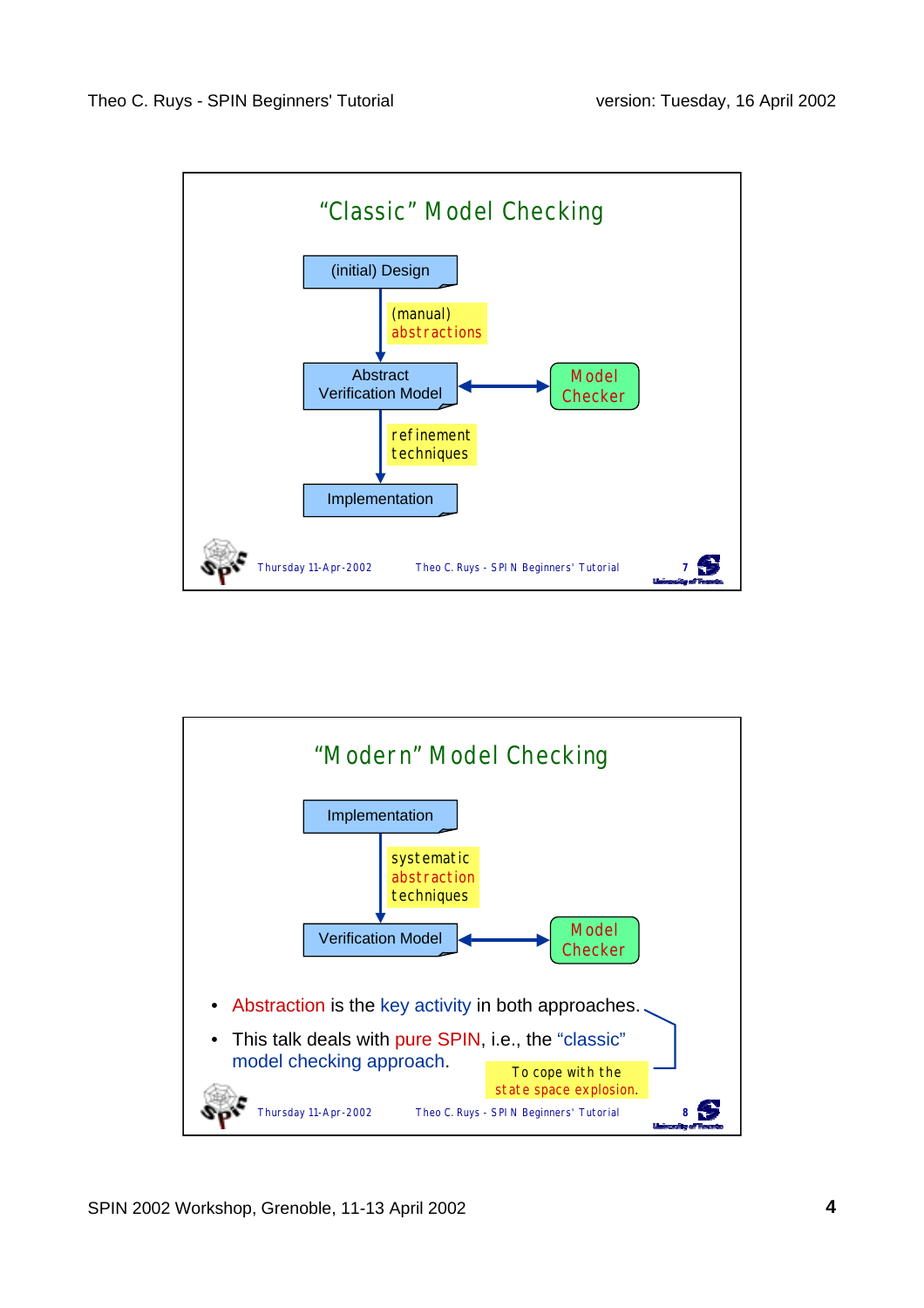## "Classic" Model Checking

(initial) Design

↓ (manual) abstractions

Abstract Verification Model ⟷ Model Checker

↓ refinement techniques

Implementation

## "Modern" Model Checking

Implementation

↓ systematic abstraction techniques

Verification Model ⟷ Model Checker

- Abstraction is the key activity in both approaches.
- This talk deals with pure SPIN, i.e., the "classic" model checking approach.

To cope with the state space explosion.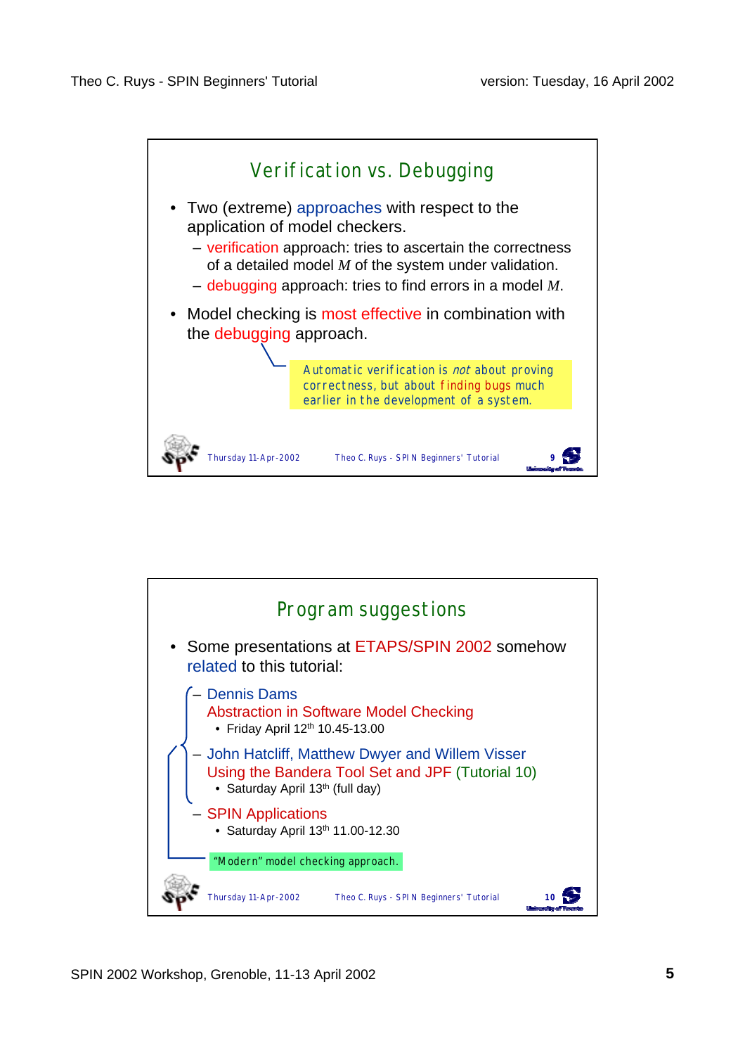## Verification vs. Debugging

- Two (extreme) approaches with respect to the application of model checkers.
  - verification approach: tries to ascertain the correctness of a detailed model $M$ of the system under validation.
  - debugging approach: tries to find errors in a model $M$.
- Model checking is most effective in combination with the debugging approach.

> Automatic verification is *not* about proving correctness, but about finding bugs much earlier in the development of a system.

## Program suggestions

- Some presentations at ETAPS/SPIN 2002 somehow related to this tutorial:
  - Dennis Dams
    Abstraction in Software Model Checking
    - Friday April 12th 10.45-13.00
  - John Hatcliff, Matthew Dwyer and Willem Visser
    Using the Bandera Tool Set and JPF (Tutorial 10)
    - Saturday April 13th (full day)
  - SPIN Applications
    - Saturday April 13th 11.00-12.30

> "Modern" model checking approach.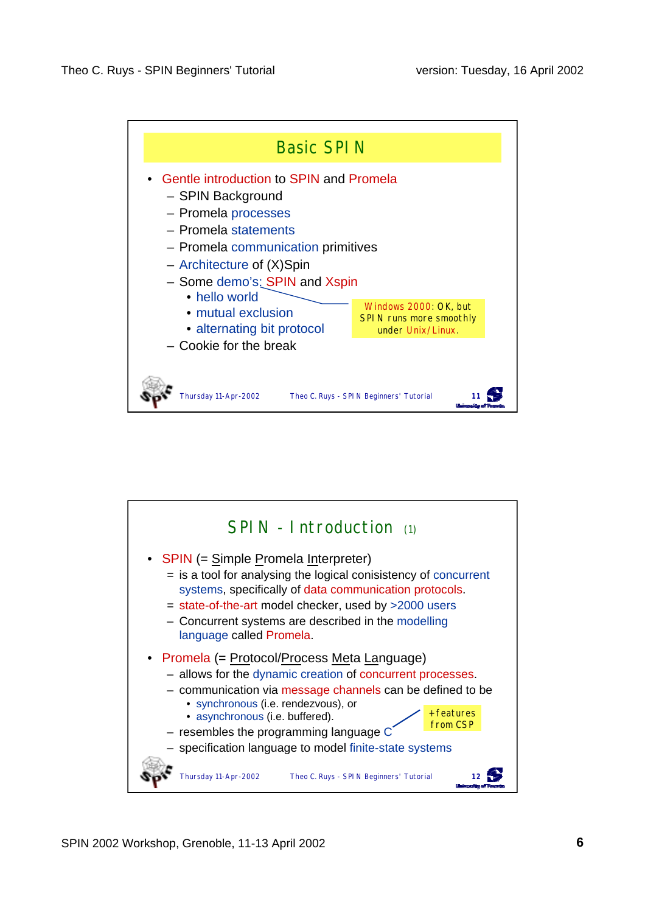## Basic SPIN

- Gentle introduction to SPIN and Promela
  - SPIN Background
  - Promela processes
  - Promela statements
  - Promela communication primitives
  - Architecture of (X)Spin
  - Some demo's: SPIN and Xspin
    - hello world
    - mutual exclusion
    - alternating bit protocol
  - Cookie for the break

Windows 2000: OK, but SPIN runs more smoothly under Unix/Linux.

## SPIN - Introduction (1)

- SPIN (= Simple Promela Interpreter)
  - = is a tool for analysing the logical conisistency of concurrent systems, specifically of data communication protocols.
  - = state-of-the-art model checker, used by >2000 users
  - – Concurrent systems are described in the modelling language called Promela.
- Promela (= Protocol/Process Meta Language)
  - allows for the dynamic creation of concurrent processes.
  - communication via message channels can be defined to be
    - synchronous (i.e. rendezvous), or
    - asynchronous (i.e. buffered).
  - resembles the programming language C
  - specification language to model finite-state systems

+features from CSP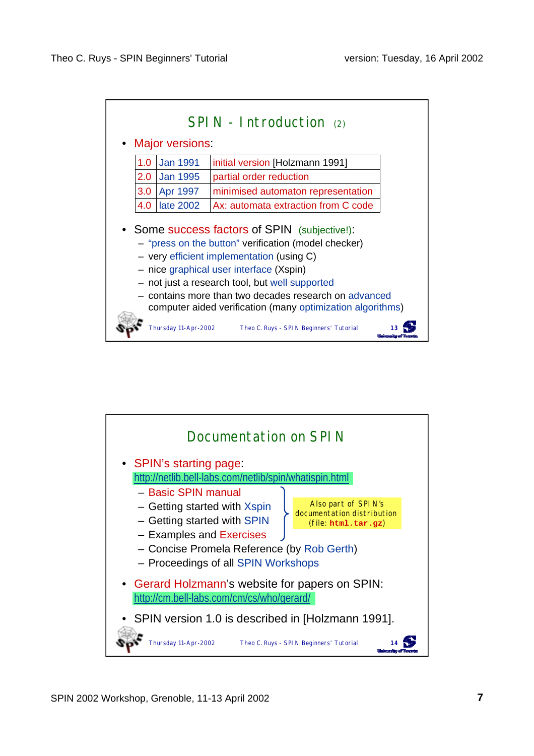## SPIN - Introduction (2)

- Major versions:

| | | |
|---|---|---|
| 1.0 | Jan 1991 | initial version [Holzmann 1991] |
| 2.0 | Jan 1995 | partial order reduction |
| 3.0 | Apr 1997 | minimised automaton representation |
| 4.0 | late 2002 | Ax: automata extraction from C code |

- Some success factors of SPIN (subjective!):
  - "press on the button" verification (model checker)
  - very efficient implementation (using C)
  - nice graphical user interface (Xspin)
  - not just a research tool, but well supported
  - contains more than two decades research on advanced computer aided verification (many optimization algorithms)

## Documentation on SPIN

- SPIN's starting page:
  http://netlib.bell-labs.com/netlib/spin/whatispin.html
  - Basic SPIN manual
  - Getting started with Xspin
  - Getting started with SPIN
  - Examples and Exercises

    Also part of SPIN's documentation distribution (file: `html.tar.gz`)
  - Concise Promela Reference (by Rob Gerth)
  - Proceedings of all SPIN Workshops
- Gerard Holzmann's website for papers on SPIN:
  http://cm.bell-labs.com/cm/cs/who/gerard/
- SPIN version 1.0 is described in [Holzmann 1991].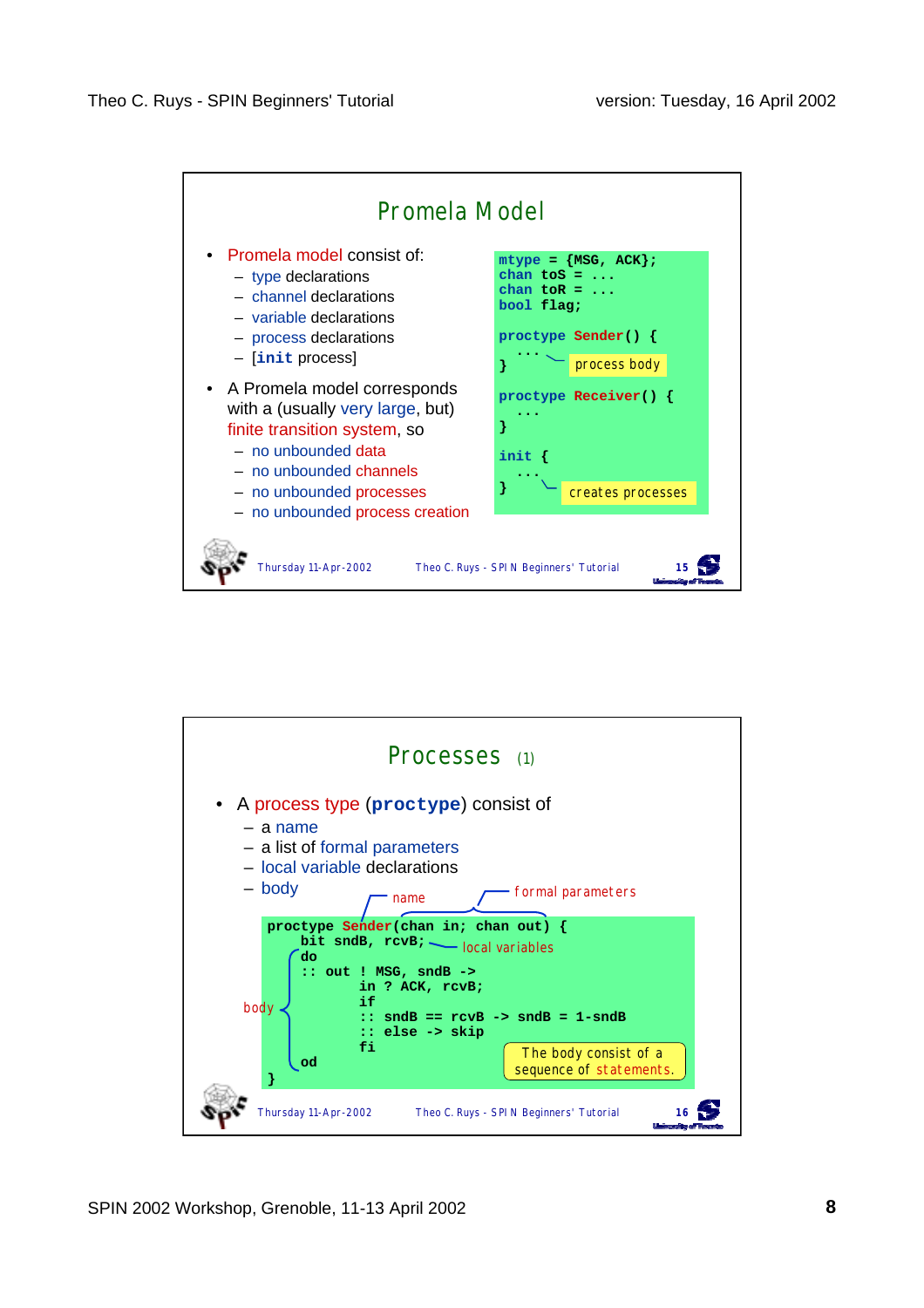## Promela Model

- Promela model consist of:
  - type declarations
  - channel declarations
  - variable declarations
  - process declarations
  - [`init` process]
- A Promela model corresponds with a (usually very large, but) finite transition system, so
  - no unbounded data
  - no unbounded channels
  - no unbounded processes
  - no unbounded process creation

```
mtype = {MSG, ACK};
chan toS = ...
chan toR = ...
bool flag;

proctype Sender() {
   ...                  process body
}

proctype Receiver() {
   ...
}

init {
   ...
}                       creates processes
```

## Processes (1)

- A process type (`proctype`) consist of
  - a name
  - a list of formal parameters
  - local variable declarations
  - body

```
proctype Sender(chan in; chan out) {
    bit sndB, rcvB;          local variables
    do
    :: out ! MSG, sndB ->
         in ? ACK, rcvB;
         if
         :: sndB == rcvB -> sndB = 1-sndB
         :: else -> skip
         fi
    od
}
```

Annotations: "name" (Sender), "formal parameters" (chan in; chan out), "body" (do ... od).

The body consist of a sequence of statements.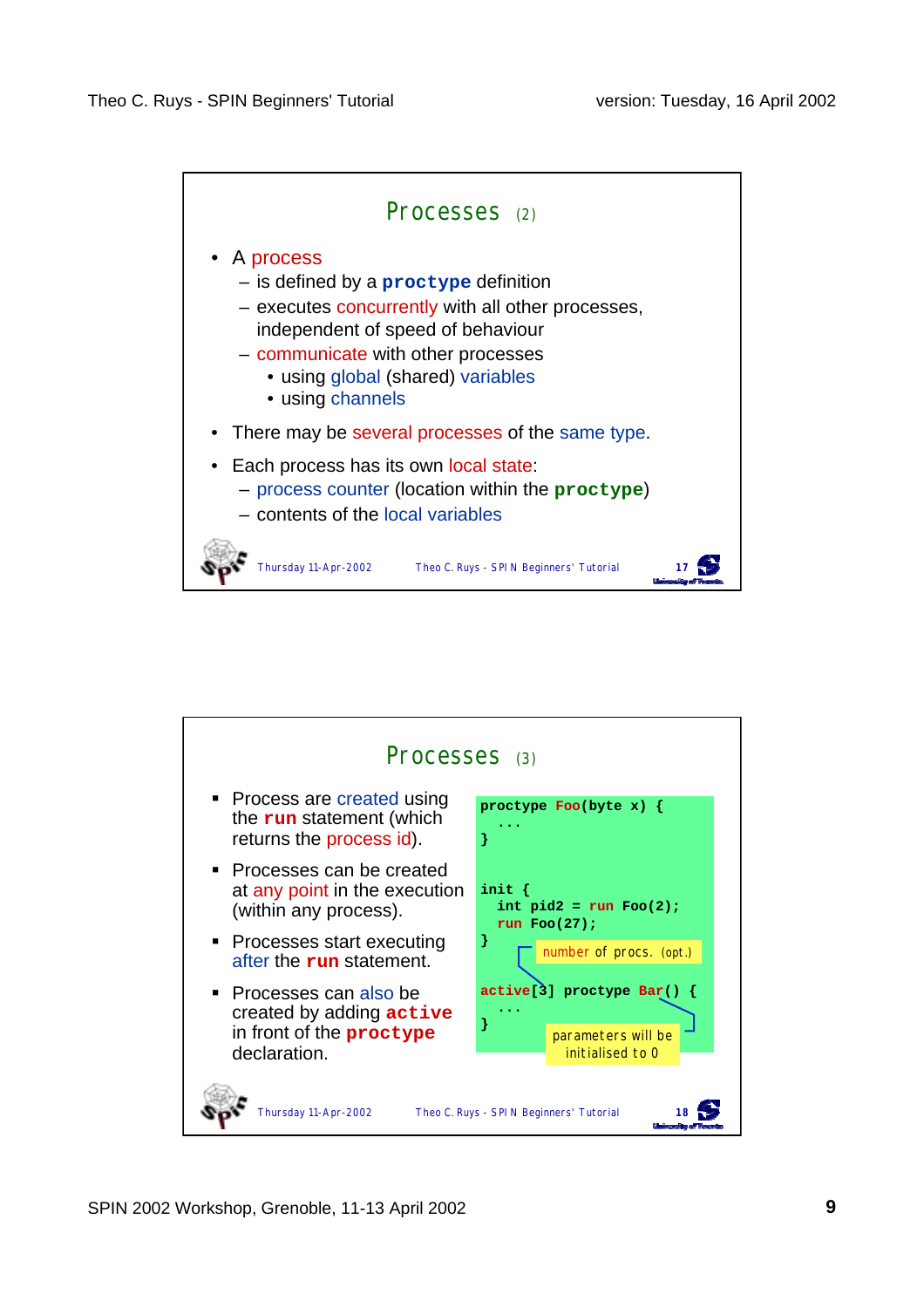## Processes (2)

- A process
  - is defined by a **proctype** definition
  - executes concurrently with all other processes, independent of speed of behaviour
  - communicate with other processes
    - using global (shared) variables
    - using channels
- There may be several processes of the same type.
- Each process has its own local state:
  - process counter (location within the **proctype**)
  - contents of the local variables

## Processes (3)

- Process are created using the **run** statement (which returns the process id).
- Processes can be created at any point in the execution (within any process).
- Processes start executing after the **run** statement.
- Processes can also be created by adding **active** in front of the **proctype** declaration.

```
proctype Foo(byte x) {
  ...
}

init {
  int pid2 = run Foo(2);
  run Foo(27);
}

active[3] proctype Bar() {
  ...
}
```

number of procs. (opt.)

parameters will be initialised to 0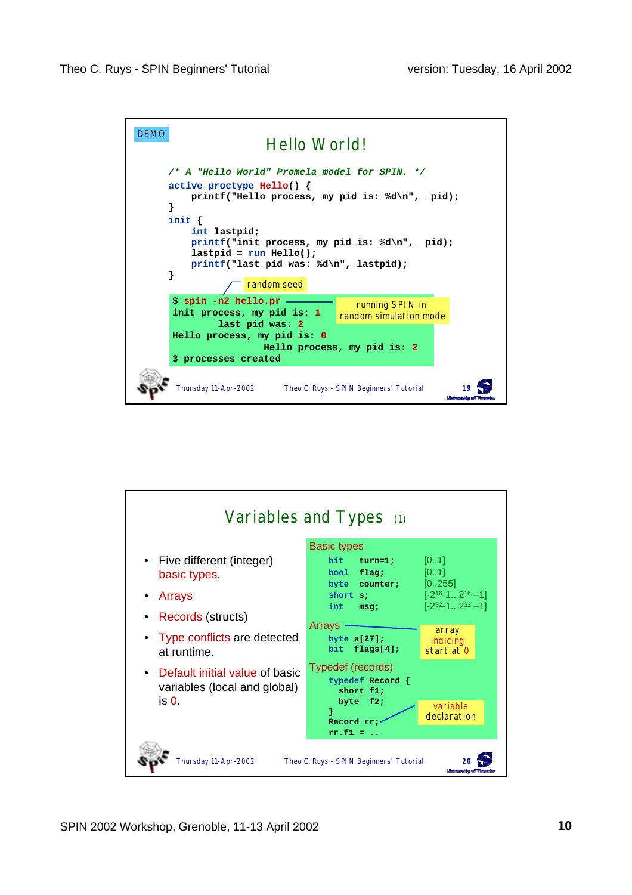DEMO

## Hello World!

```
/* A "Hello World" Promela model for SPIN. */
active proctype Hello() {
    printf("Hello process, my pid is: %d\n", _pid);
}
init {
    int lastpid;
    printf("init process, my pid is: %d\n", _pid);
    lastpid = run Hello();
    printf("last pid was: %d\n", lastpid);
}
```

random seed

```
$ spin -n2 hello.pr
init process, my pid is: 1
          last pid was: 2
Hello process, my pid is: 0
                    Hello process, my pid is: 2
3 processes created
```

running SPIN in random simulation mode

Thursday 11-Apr-2002 Theo C. Ruys - SPIN Beginners' Tutorial 19

## Variables and Types (1)

- Five different (integer) basic types.
- Arrays
- Records (structs)
- Type conflicts are detected at runtime.
- Default initial value of basic variables (local and global) is 0.

Basic types

```
bit    turn=1;     [0..1]
bool   flag;       [0..1]
byte   counter;    [0..255]
short  s;          [-2^16-1.. 2^16 –1]
int    msg;        [-2^32-1.. 2^32 –1]
```

Arrays

```
byte a[27];
bit  flags[4];
```

array indicing start at 0

Typedef (records)

```
typedef Record {
  short f1;
  byte  f2;
}
Record rr;
rr.f1 = ..
```

variable declaration

Thursday 11-Apr-2002 Theo C. Ruys - SPIN Beginners' Tutorial 20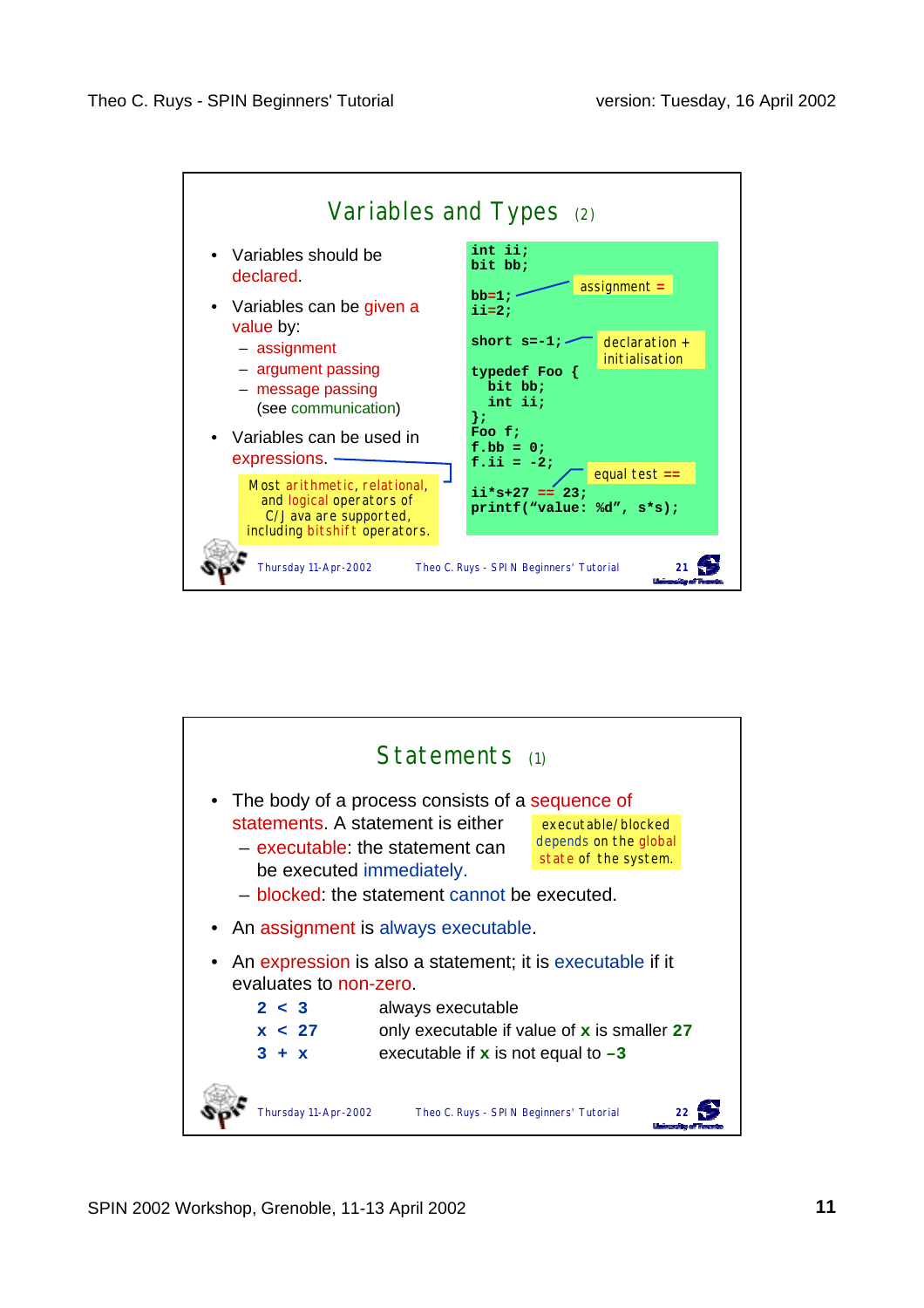## Variables and Types (2)

- Variables should be declared.
- Variables can be given a value by:
  - assignment
  - argument passing
  - message passing
  
    (see communication)
- Variables can be used in expressions.

Most arithmetic, relational, and logical operators of C/Java are supported, including bitshift operators.

```
int ii;
bit bb;

bb=1;
ii=2;

short s=-1;

typedef Foo {
  bit bb;
  int ii;
};
Foo f;
f.bb = 0;
f.ii = -2;

ii*s+27 == 23;
printf("value: %d", s*s);
```

assignment =

declaration + initialisation

equal test ==

## Statements (1)

- The body of a process consists of a sequence of statements. A statement is either
  - executable: the statement can be executed immediately.
  - blocked: the statement cannot be executed.

executable/blocked depends on the global state of the system.

- An assignment is always executable.
- An expression is also a statement; it is executable if it evaluates to non-zero.

| | |
|---|---|
| **2 < 3** | always executable |
| **x < 27** | only executable if value of **x** is smaller **27** |
| **3 + x** | executable if **x** is not equal to **–3** |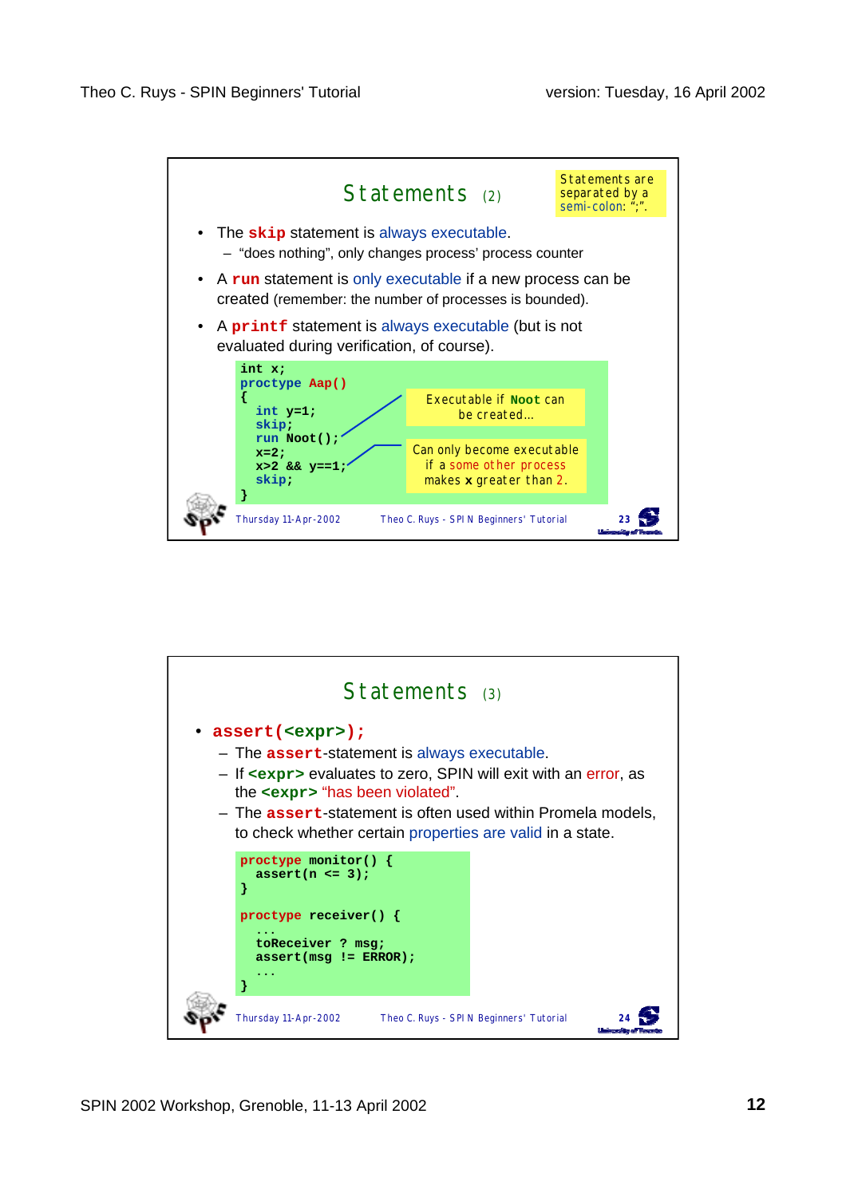## Statements (2)

> Statements are separated by a semi-colon: ";".

- The **skip** statement is always executable.
  - "does nothing", only changes process' process counter
- A **run** statement is only executable if a new process can be created (remember: the number of processes is bounded).
- A **printf** statement is always executable (but is not evaluated during verification, of course).

```
int x;
proctype Aap()
{
  int y=1;
  skip;
  run Noot();
  x=2;
  x>2 && y==1;
  skip;
}
```

> Executable if **Noot** can be created…

> Can only become executable if a some other process makes **x** greater than 2.

## Statements (3)

- **assert(<expr>);**
  - The **assert**-statement is always executable.
  - If **<expr>** evaluates to zero, SPIN will exit with an error, as the **<expr>** "has been violated".
  - The **assert**-statement is often used within Promela models, to check whether certain properties are valid in a state.

```
proctype monitor() {
  assert(n <= 3);
}

proctype receiver() {
  ...
  toReceiver ? msg;
  assert(msg != ERROR);
  ...
}
```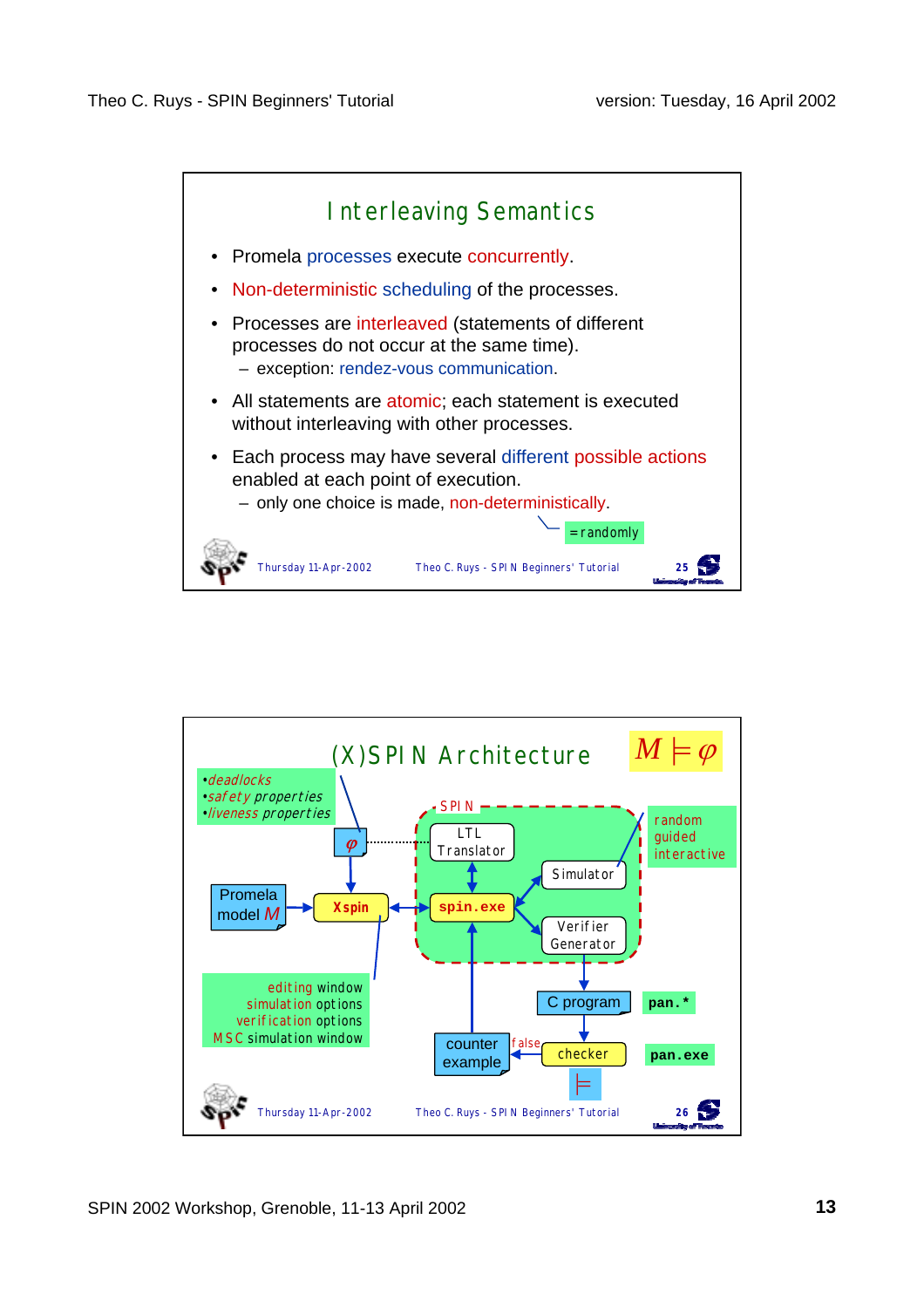## Interleaving Semantics

- Promela processes execute concurrently.
- Non-deterministic scheduling of the processes.
- Processes are interleaved (statements of different processes do not occur at the same time).
  - exception: rendez-vous communication.
- All statements are atomic; each statement is executed without interleaving with other processes.
- Each process may have several different possible actions enabled at each point of execution.
  - only one choice is made, non-deterministically.

= randomly

## (X)SPIN Architecture

$M \models \varphi$

- *deadlocks*
- *safety properties*
- *liveness properties*

$\varphi$

Promela model $M$ → Xspin ↔ spin.exe

SPIN: LTL Translator, spin.exe, Simulator, Verifier Generator

random
guided
interactive

editing window
simulation options
verification options
MSC simulation window

Verifier Generator → C program (pan.*) → checker (pan.exe)

checker → false → counter example → spin.exe

checker → $\models$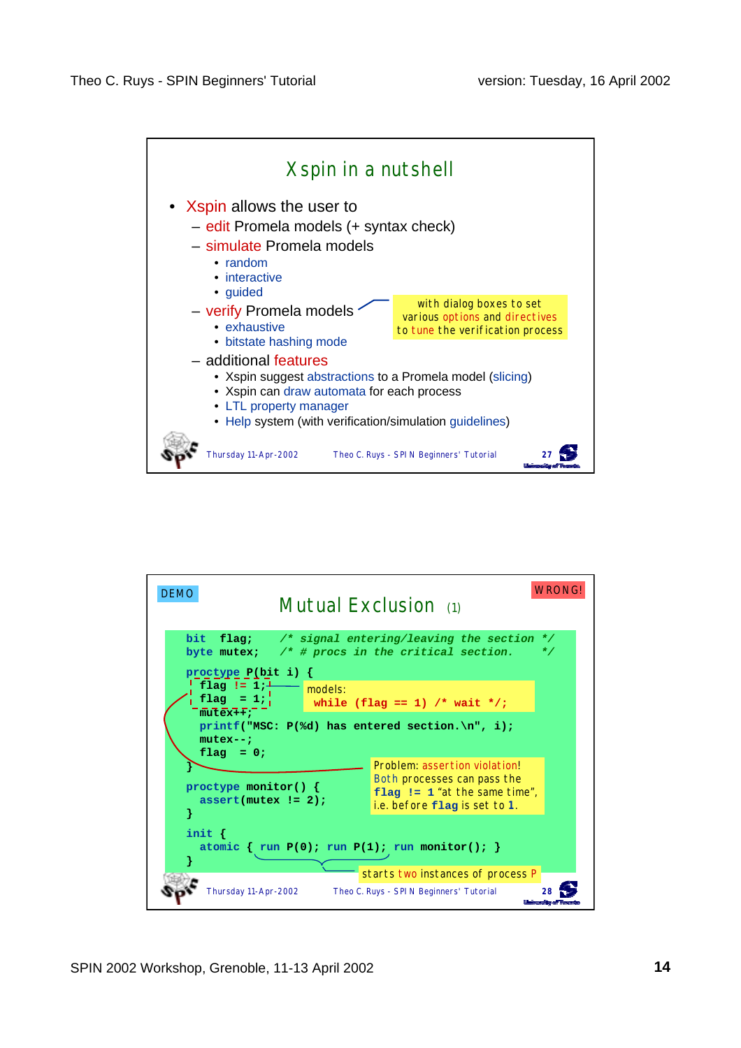## Xspin in a nutshell

- Xspin allows the user to
  - edit Promela models (+ syntax check)
  - simulate Promela models
    - random
    - interactive
    - guided
  - verify Promela models
    - exhaustive
    - bitstate hashing mode
  - additional features
    - Xspin suggest abstractions to a Promela model (slicing)
    - Xspin can draw automata for each process
    - LTL property manager
    - Help system (with verification/simulation guidelines)

with dialog boxes to set various options and directives to tune the verification process

Thursday 11-Apr-2002 — Theo C. Ruys - SPIN Beginners' Tutorial — 27

---

DEMO

## Mutual Exclusion (1)

WRONG!

```
bit  flag;    /* signal entering/leaving the section */
byte mutex;   /* # procs in the critical section.     */

proctype P(bit i) {
  flag != 1;
  flag  = 1;
  mutex++;
  printf("MSC: P(%d) has entered section.\n", i);
  mutex--;
  flag  = 0;
}

proctype monitor() {
  assert(mutex != 2);
}

init {
  atomic { run P(0); run P(1); run monitor(); }
}
```

models:
while (flag == 1) /* wait */;

Problem: assertion violation! Both processes can pass the flag != 1 "at the same time", i.e. before flag is set to 1.

starts two instances of process P

Thursday 11-Apr-2002 — Theo C. Ruys - SPIN Beginners' Tutorial — 28

SPIN 2002 Workshop, Grenoble, 11-13 April 2002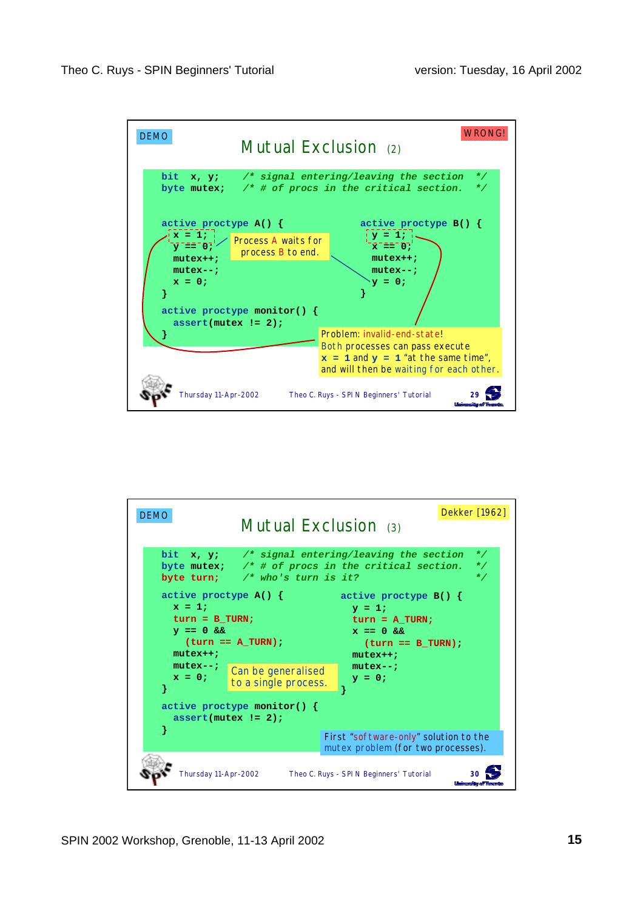DEMO

WRONG!

## Mutual Exclusion (2)

```
bit  x, y;    /* signal entering/leaving the section  */
byte mutex;   /* # of procs in the critical section.  */

active proctype A() {             active proctype B() {
  x = 1;                            y = 1;
  y == 0;                           x == 0;
  mutex++;                          mutex++;
  mutex--;                          mutex--;
  x = 0;                            y = 0;
}                                 }

active proctype monitor() {
  assert(mutex != 2);
}
```

Process A waits for process B to end.

Problem: invalid-end-state! Both processes can pass execute `x = 1` and `y = 1` "at the same time", and will then be waiting for each other.

Thursday 11-Apr-2002 — Theo C. Ruys - SPIN Beginners' Tutorial — 29

DEMO

Dekker [1962]

## Mutual Exclusion (3)

```
bit  x, y;    /* signal entering/leaving the section  */
byte mutex;   /* # of procs in the critical section.  */
byte turn;    /* who's turn is it?                     */

active proctype A() {             active proctype B() {
  x = 1;                            y = 1;
  turn = B_TURN;                    turn = A_TURN;
  y == 0 &&                         x == 0 &&
    (turn == A_TURN);                 (turn == B_TURN);
  mutex++;                          mutex++;
  mutex--;                          mutex--;
  x = 0;                            y = 0;
}                                 }

active proctype monitor() {
  assert(mutex != 2);
}
```

Can be generalised to a single process.

First "software-only" solution to the mutex problem (for two processes).

Thursday 11-Apr-2002 — Theo C. Ruys - SPIN Beginners' Tutorial — 30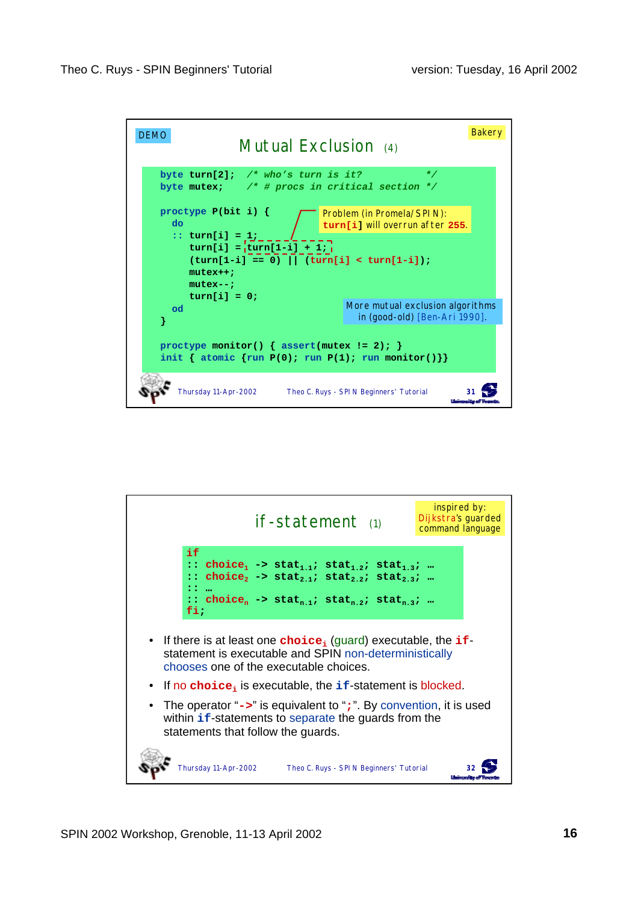DEMO

## Mutual Exclusion (4)

Bakery

```
byte turn[2];  /* who's turn is it?          */
byte mutex;    /* # procs in critical section */

proctype P(bit i) {
  do
  :: turn[i] = 1;
     turn[i] = turn[1-i] + 1;
     (turn[1-i] == 0) || (turn[i] < turn[1-i]);
     mutex++;
     mutex--;
     turn[i] = 0;
  od
}

proctype monitor() { assert(mutex != 2); }
init { atomic {run P(0); run P(1); run monitor()}}
```

Problem (in Promela/SPIN): `turn[i]` will overrun after `255`.

More mutual exclusion algorithms in (good-old) [Ben-Ari 1990].

Thursday 11-Apr-2002 — Theo C. Ruys - SPIN Beginners' Tutorial — 31

## if-statement (1)

inspired by: Dijkstra's guarded command language

```
if
:: choice1 -> stat1.1; stat1.2; stat1.3; …
:: choice2 -> stat2.1; stat2.2; stat2.3; …
:: …
:: choicen -> statn.1; statn.2; statn.3; …
fi;
```

- If there is at least one **choice**$_i$ (guard) executable, the **if**-statement is executable and SPIN non-deterministically chooses one of the executable choices.
- If no **choice**$_i$ is executable, the **if**-statement is blocked.
- The operator "**->**" is equivalent to "**;**". By convention, it is used within **if**-statements to separate the guards from the statements that follow the guards.

Thursday 11-Apr-2002 — Theo C. Ruys - SPIN Beginners' Tutorial — 32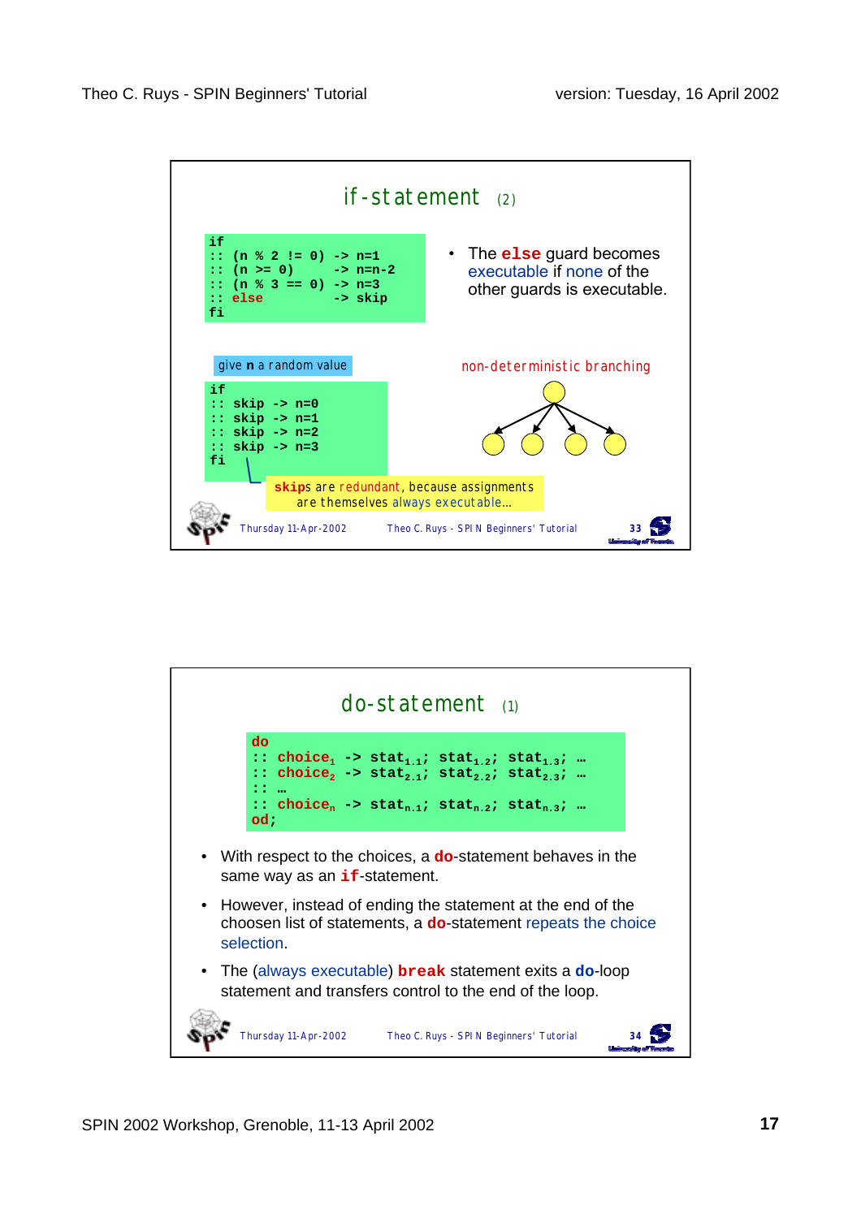## if-statement (2)

```
if
:: (n % 2 != 0) -> n=1
:: (n >= 0)     -> n=n-2
:: (n % 3 == 0) -> n=3
:: else         -> skip
fi
```

- The **else** guard becomes executable if none of the other guards is executable.

give **n** a random value

```
if
:: skip -> n=0
:: skip -> n=1
:: skip -> n=2
:: skip -> n=3
fi
```

non-deterministic branching

**skip**s are redundant, because assignments are themselves always executable...

## do-statement (1)

```
do
:: choice1 -> stat1.1; stat1.2; stat1.3; …
:: choice2 -> stat2.1; stat2.2; stat2.3; …
:: …
:: choicen -> statn.1; statn.2; statn.3; …
od;
```

- With respect to the choices, a **do**-statement behaves in the same way as an **if**-statement.
- However, instead of ending the statement at the end of the choosen list of statements, a **do**-statement repeats the choice selection.
- The (always executable) **break** statement exits a **do**-loop statement and transfers control to the end of the loop.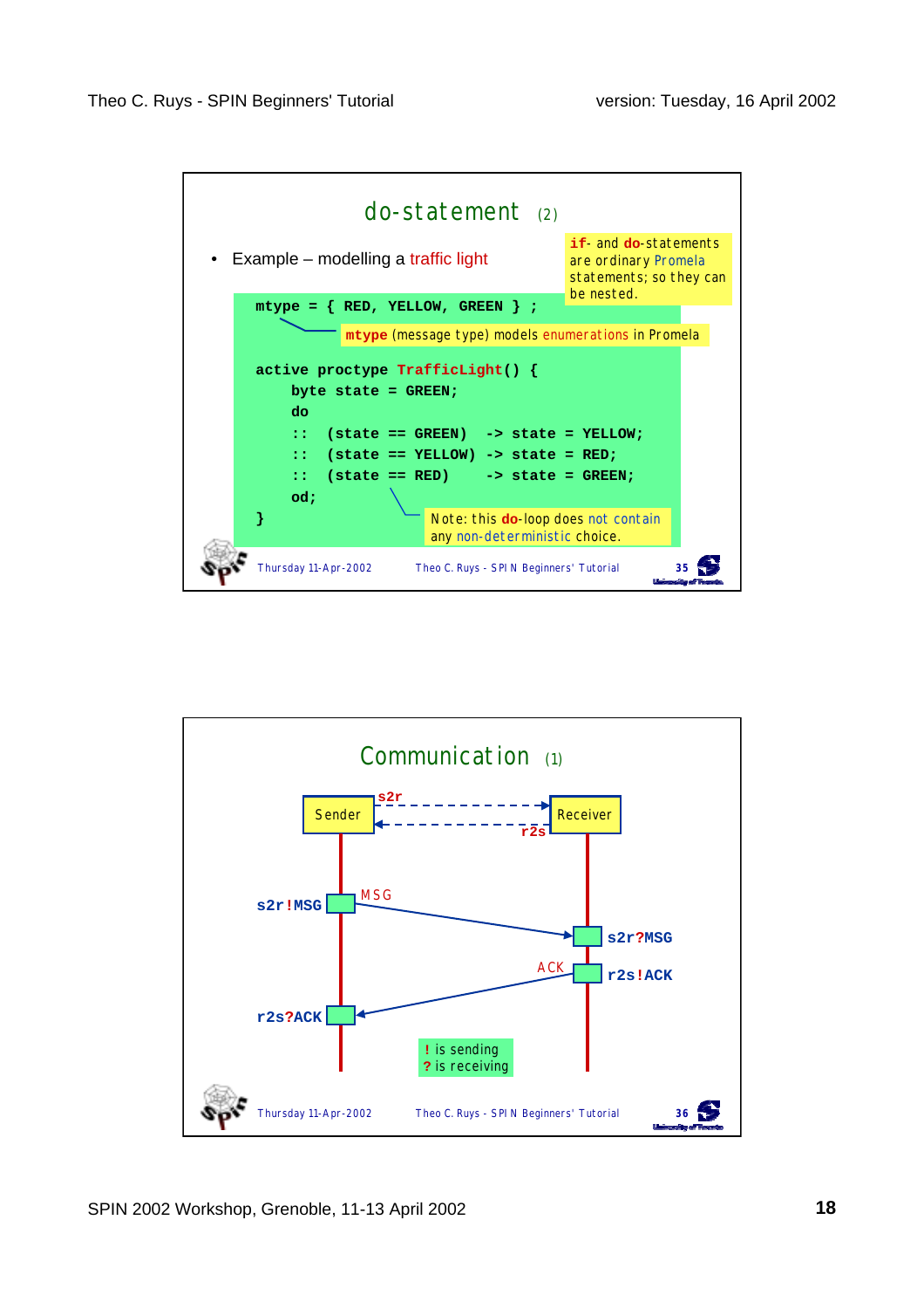## do-statement (2)

- Example – modelling a traffic light

> **if**- and **do**-statements are ordinary Promela statements; so they can be nested.

```
mtype = { RED, YELLOW, GREEN } ;

active proctype TrafficLight() {
    byte state = GREEN;
    do
    ::  (state == GREEN)  -> state = YELLOW;
    ::  (state == YELLOW) -> state = RED;
    ::  (state == RED)    -> state = GREEN;
    od;
}
```

> **mtype** (message type) models enumerations in Promela

> Note: this **do**-loop does not contain any non-deterministic choice.

## Communication (1)

Sender — s2r → Receiver
Sender ← r2s — Receiver

Sender: **s2r!MSG** — MSG → Receiver: **s2r?MSG**

Receiver: **r2s!ACK** — ACK → Sender: **r2s?ACK**

> **!** is sending
> **?** is receiving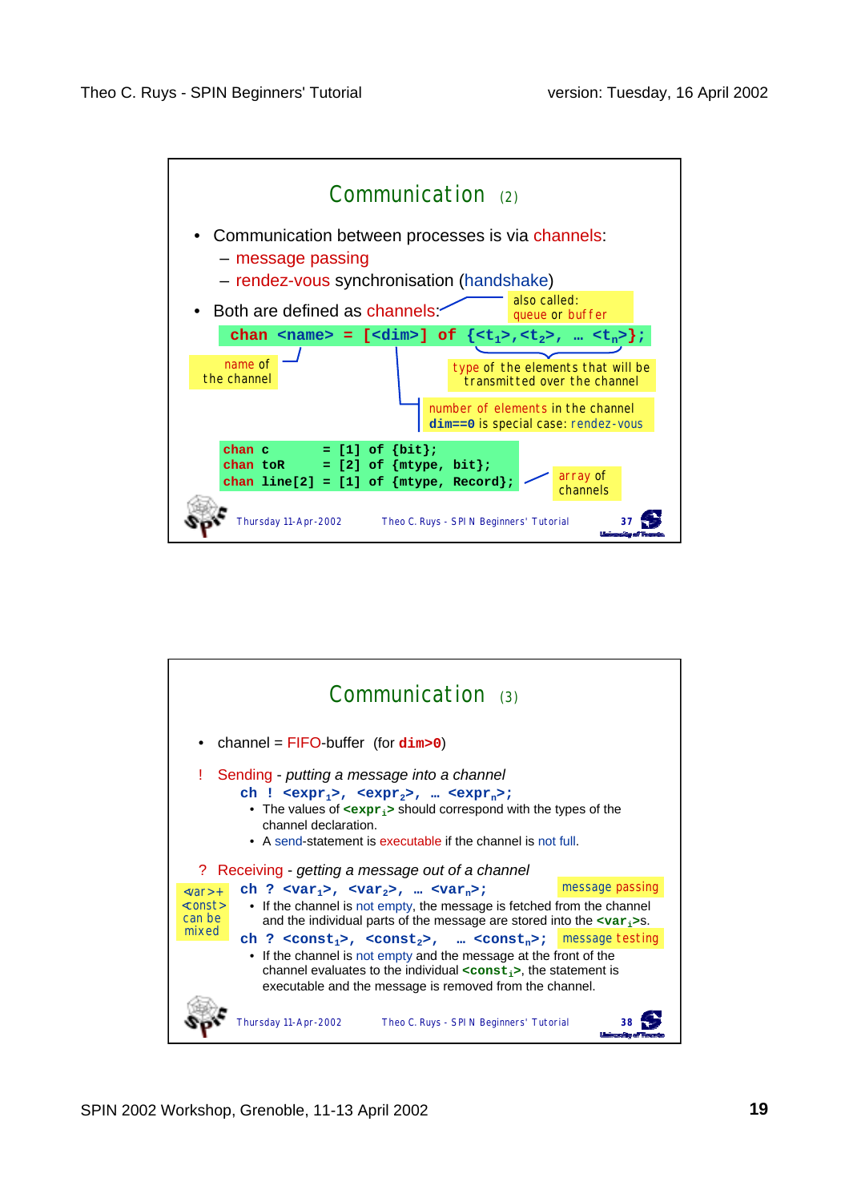## Communication (2)

- Communication between processes is via channels:
  - message passing
  - rendez-vous synchronisation (handshake)
- Both are defined as channels:

also called: queue or buffer

```
chan <name> = [<dim>] of {<t1>,<t2>, … <tn>};
```

- name of the channel
- type of the elements that will be transmitted over the channel
- number of elements in the channel; **dim==0** is special case: rendez-vous

```
chan c        = [1] of {bit};
chan toR      = [2] of {mtype, bit};
chan line[2]  = [1] of {mtype, Record};
```

array of channels

## Communication (3)

- channel = FIFO-buffer (for **dim>0**)

! Sending - *putting a message into a channel*

```
ch ! <expr1>, <expr2>, … <exprn>;
```

- The values of **<expr$_i$>** should correspond with the types of the channel declaration.
- A send-statement is executable if the channel is not full.

? Receiving - *getting a message out of a channel*

<var> + <const> can be mixed

```
ch ? <var1>, <var2>, … <varn>;
```

message passing

- If the channel is not empty, the message is fetched from the channel and the individual parts of the message are stored into the **<var$_i$>**s.

```
ch ? <const1>, <const2>, … <constn>;
```

message testing

- If the channel is not empty and the message at the front of the channel evaluates to the individual **<const$_i$>**, the statement is executable and the message is removed from the channel.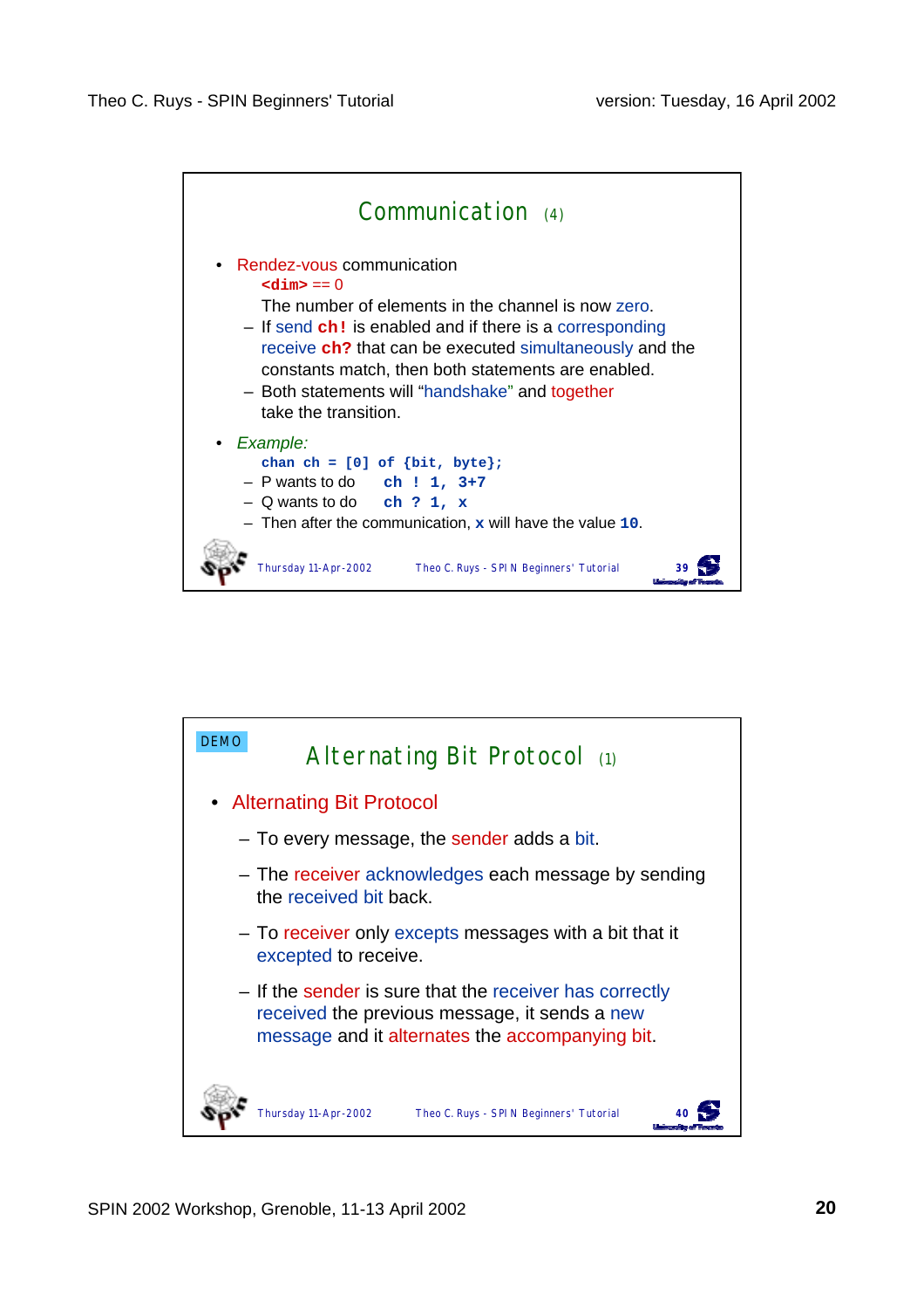## Communication (4)

- Rendez-vous communication
  `<dim>` == 0
  The number of elements in the channel is now zero.
  - If send `ch!` is enabled and if there is a corresponding receive `ch?` that can be executed simultaneously and the constants match, then both statements are enabled.
  - Both statements will "handshake" and together take the transition.
- *Example:*
  `chan ch = [0] of {bit, byte};`
  - P wants to do `ch ! 1, 3+7`
  - Q wants to do `ch ? 1, x`
  - Then after the communication, `x` will have the value `10`.

DEMO

## Alternating Bit Protocol (1)

- Alternating Bit Protocol
  - To every message, the sender adds a bit.
  - The receiver acknowledges each message by sending the received bit back.
  - To receiver only excepts messages with a bit that it excepted to receive.
  - If the sender is sure that the receiver has correctly received the previous message, it sends a new message and it alternates the accompanying bit.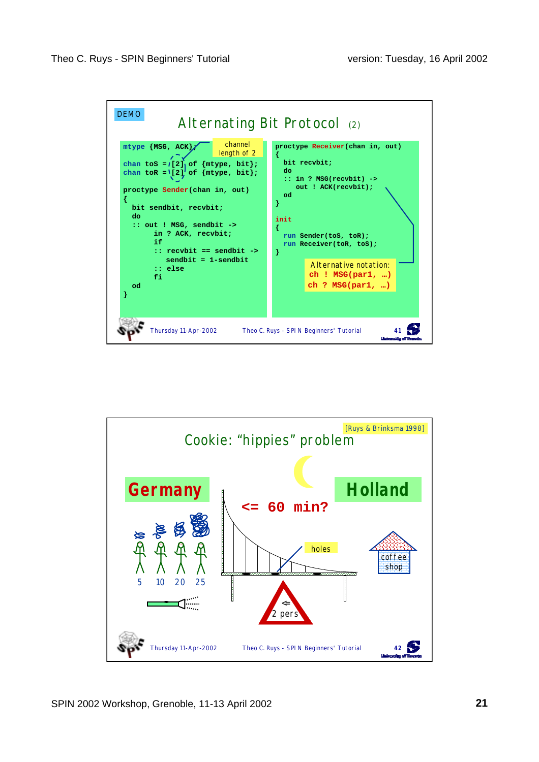DEMO

## Alternating Bit Protocol (2)

```
mtype {MSG, ACK};
chan toS = [2] of {mtype, bit};
chan toR = [2] of {mtype, bit};

proctype Sender(chan in, out)
{
  bit sendbit, recvbit;
  do
  :: out ! MSG, sendbit ->
       in ? ACK, recvbit;
       if
       :: recvbit == sendbit ->
          sendbit = 1-sendbit
       :: else
       fi
  od
}
```

channel length of 2

```
proctype Receiver(chan in, out)
{
  bit recvbit;
  do
  :: in ? MSG(recvbit) ->
       out ! ACK(recvbit);
  od
}

init
{
  run Sender(toS, toR);
  run Receiver(toR, toS);
}
```

Alternative notation:
`ch ! MSG(par1, …)`
`ch ? MSG(par1, …)`

Thursday 11-Apr-2002 — Theo C. Ruys - SPIN Beginners' Tutorial — 41

## Cookie: "hippies" problem

[Ruys & Brinksma 1998]

Germany

Holland

<= 60 min?

holes

coffee shop

5 10 20 25

2 pers

Thursday 11-Apr-2002 — Theo C. Ruys - SPIN Beginners' Tutorial — 42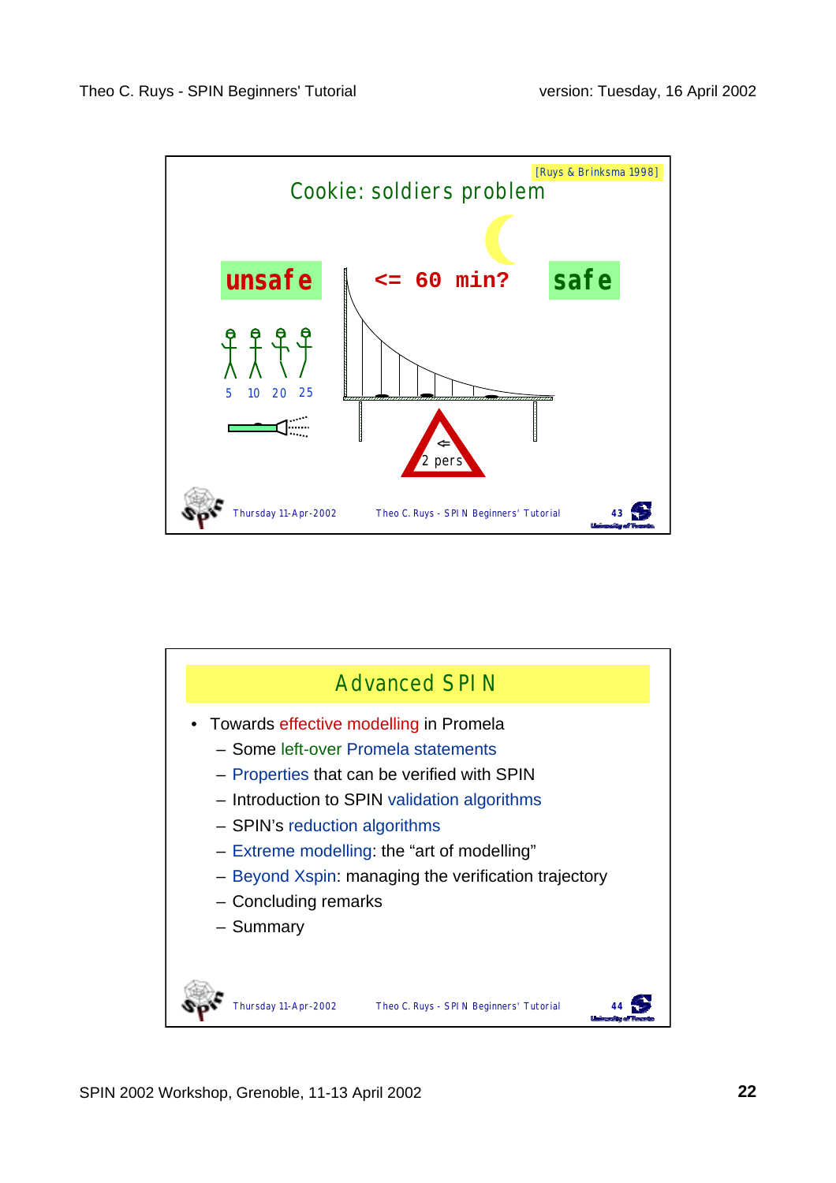## Cookie: soldiers problem

[Ruys & Brinksma 1998]

unsafe

<= 60 min?

safe

5 10 20 25

<= 2 pers

## Advanced SPIN

- Towards effective modelling in Promela
  - Some left-over Promela statements
  - Properties that can be verified with SPIN
  - Introduction to SPIN validation algorithms
  - SPIN's reduction algorithms
  - Extreme modelling: the "art of modelling"
  - Beyond Xspin: managing the verification trajectory
  - Concluding remarks
  - Summary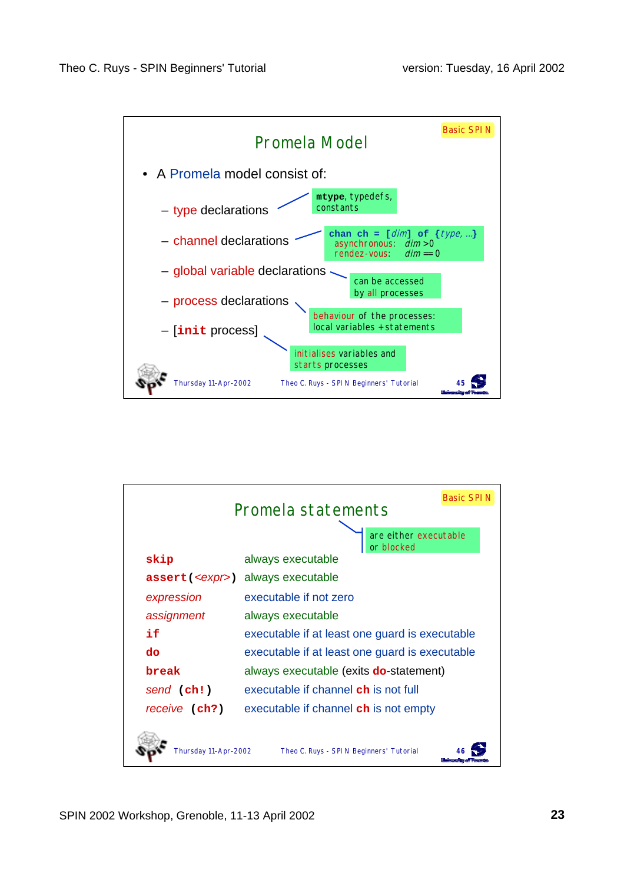## Promela Model

Basic SPIN

- A Promela model consist of:
  - type declarations — **mtype**, typedefs, constants
  - channel declarations — **chan ch = [***dim***] of {***type, …***}**
    - asynchronous: *dim* > 0
    - rendez-vous: *dim* == 0
  - global variable declarations — can be accessed by all processes
  - process declarations — behaviour of the processes: local variables + statements
  - [**init** process] — initialises variables and starts processes

## Promela statements

Basic SPIN

are either executable or blocked

| | |
|---|---|
| **skip** | always executable |
| **assert(***<expr>***)** | always executable |
| *expression* | executable if not zero |
| *assignment* | always executable |
| **if** | executable if at least one guard is executable |
| **do** | executable if at least one guard is executable |
| **break** | always executable (exits **do**-statement) |
| *send* **(ch!)** | executable if channel **ch** is not full |
| *receive* **(ch?)** | executable if channel **ch** is not empty |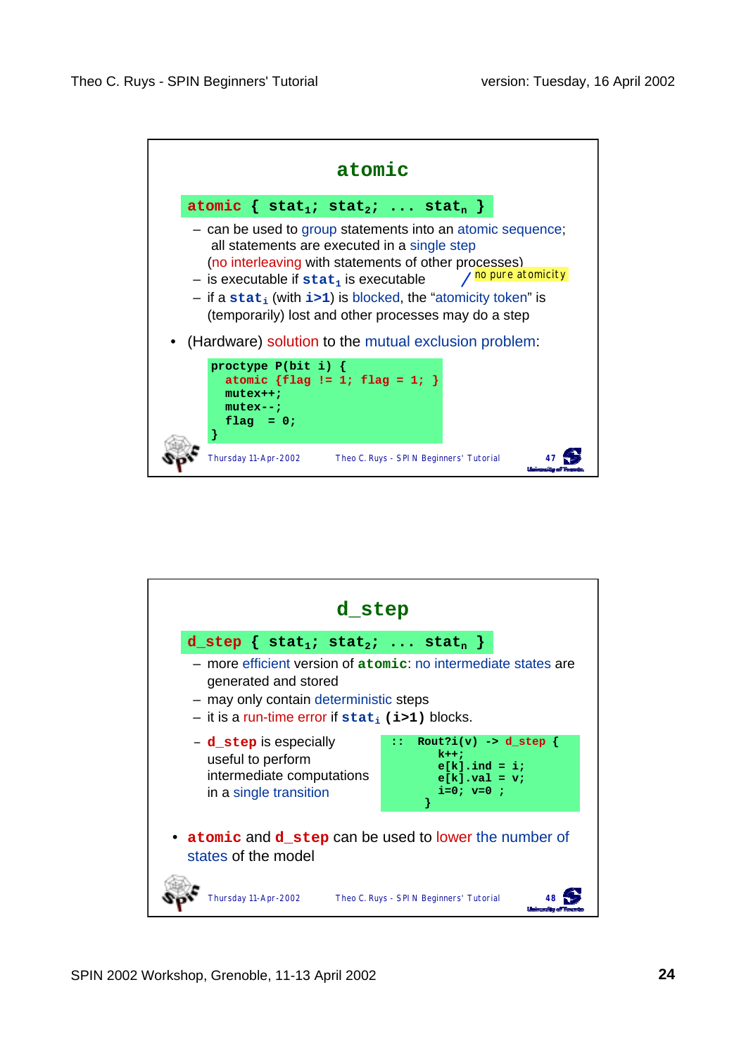## atomic

**atomic { $stat_1$; $stat_2$; ... $stat_n$ }**

- can be used to group statements into an atomic sequence; all statements are executed in a single step (no interleaving with statements of other processes)
- is executable if $stat_1$ is executable
- if a $stat_i$ (with $i>1$) is blocked, the "atomicity token" is (temporarily) lost and other processes may do a step

no pure atomicity

- (Hardware) solution to the mutual exclusion problem:

```
proctype P(bit i) {
  atomic {flag != 1; flag = 1; }
  mutex++;
  mutex--;
  flag  = 0;
}
```

## d_step

**d_step { $stat_1$; $stat_2$; ... $stat_n$ }**

- more efficient version of **atomic**: no intermediate states are generated and stored
- may only contain deterministic steps
- it is a run-time error if $stat_i$ ($i>1$) blocks.
- **d_step** is especially useful to perform intermediate computations in a single transition

```
:: Rout?i(v) -> d_step {
     k++;
     e[k].ind = i;
     e[k].val = v;
     i=0; v=0 ;
   }
```

- **atomic** and **d_step** can be used to lower the number of states of the model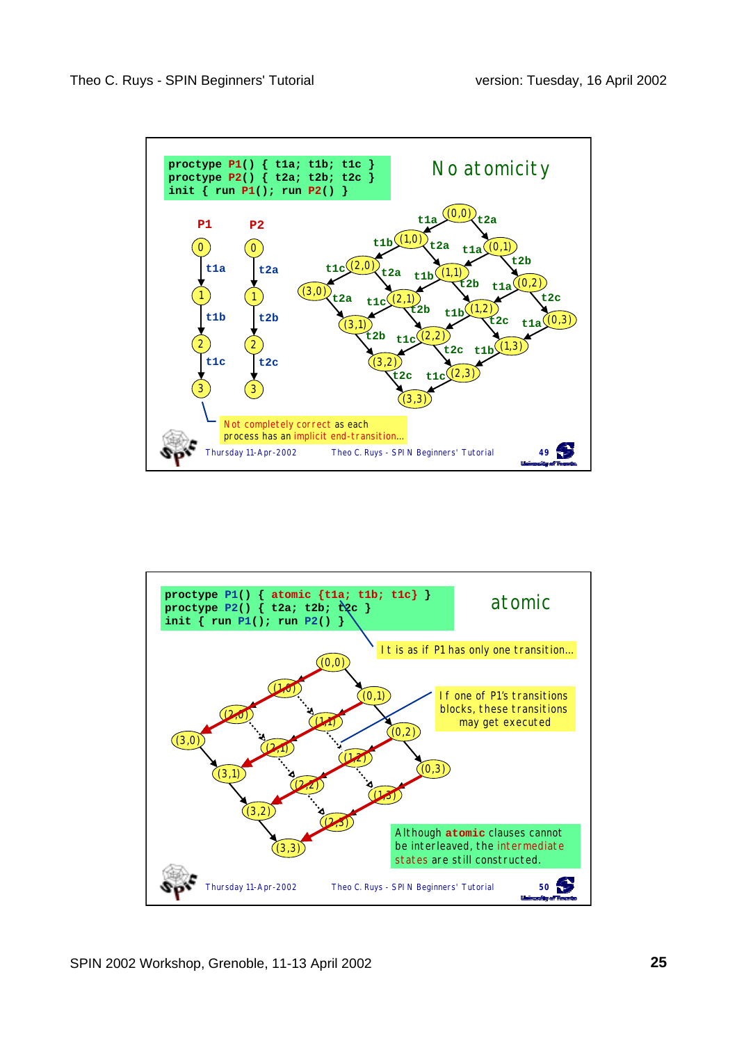## No atomicity

```
proctype P1() { t1a; t1b; t1c }
proctype P2() { t2a; t2b; t2c }
init { run P1(); run P2() }
```

P1: 0 –t1a→ 1 –t1b→ 2 –t1c→ 3

P2: 0 –t2a→ 1 –t2b→ 2 –t2c→ 3

States: (0,0), (1,0), (0,1), (2,0), (1,1), (0,2), (3,0), (2,1), (1,2), (0,3), (3,1), (2,2), (1,3), (3,2), (2,3), (3,3)

Not completely correct as each process has an implicit end-transition…

## atomic

```
proctype P1() { atomic {t1a; t1b; t1c} }
proctype P2() { t2a; t2b; t2c }
init { run P1(); run P2() }
```

It is as if P1 has only one transition…

If one of P1's transitions blocks, these transitions may get executed

Although **atomic** clauses cannot be interleaved, the intermediate states are still constructed.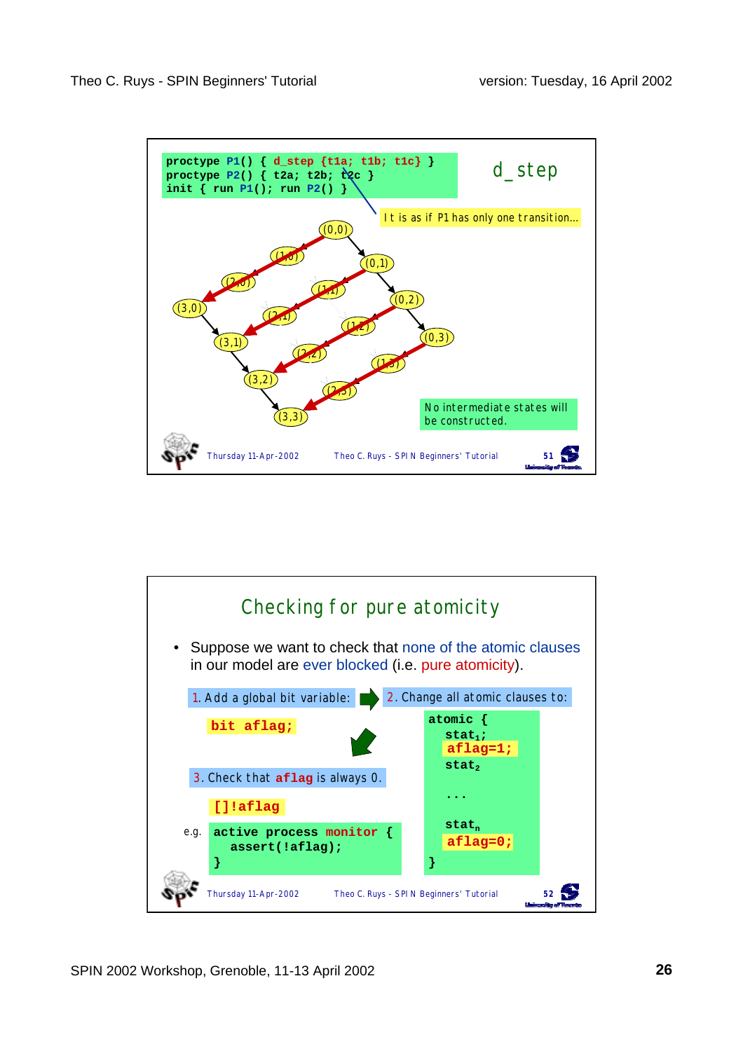## d_step

```
proctype P1() { d_step {t1a; t1b; t1c} }
proctype P2() { t2a; t2b; t2c }
init { run P1(); run P2() }
```

It is as if P1 has only one transition…

(0,0) (1,0) (2,0) (3,0) (0,1) (1,1) (2,1) (3,1) (0,2) (1,2) (2,2) (3,2) (0,3) (1,3) (2,3) (3,3)

No intermediate states will be constructed.

## Checking for pure atomicity

- Suppose we want to check that none of the atomic clauses in our model are ever blocked (i.e. pure atomicity).

1. Add a global bit variable:

```
bit aflag;
```

2. Change all atomic clauses to:

```
atomic {
  stat1;
  aflag=1;
  stat2
  ...
  statn
  aflag=0;
}
```

3. Check that `aflag` is always 0.

```
[]!aflag
```

e.g.

```
active process monitor {
  assert(!aflag);
}
```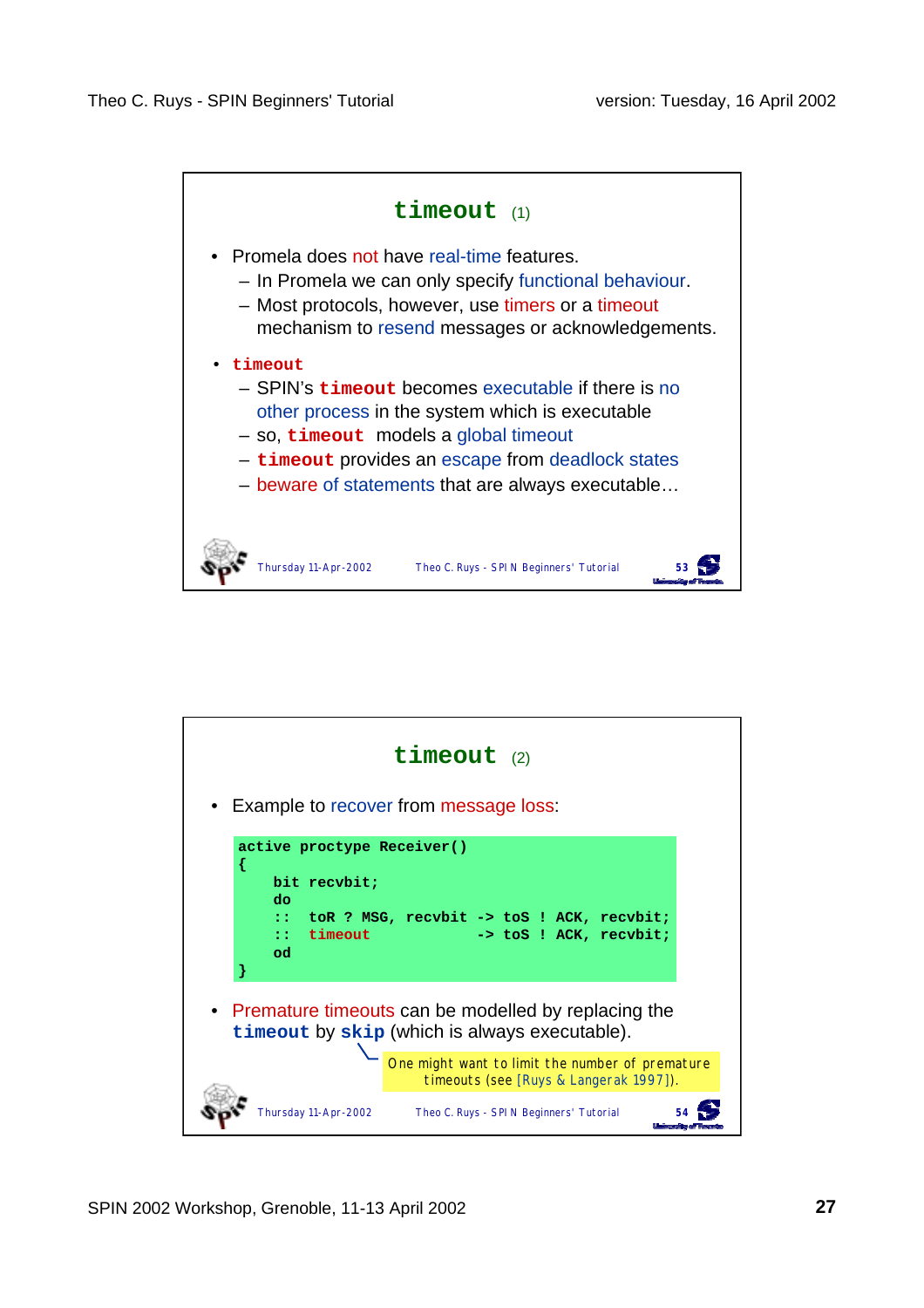## `timeout` (1)

- Promela does not have real-time features.
  - In Promela we can only specify functional behaviour.
  - Most protocols, however, use timers or a timeout mechanism to resend messages or acknowledgements.
- `timeout`
  - SPIN's `timeout` becomes executable if there is no other process in the system which is executable
  - so, `timeout` models a global timeout
  - `timeout` provides an escape from deadlock states
  - beware of statements that are always executable…

## `timeout` (2)

- Example to recover from message loss:

```
active proctype Receiver()
{
    bit recvbit;
    do
    ::  toR ? MSG, recvbit -> toS ! ACK, recvbit;
    ::  timeout            -> toS ! ACK, recvbit;
    od
}
```

- Premature timeouts can be modelled by replacing the `timeout` by `skip` (which is always executable).

One might want to limit the number of premature timeouts (see [Ruys & Langerak 1997]).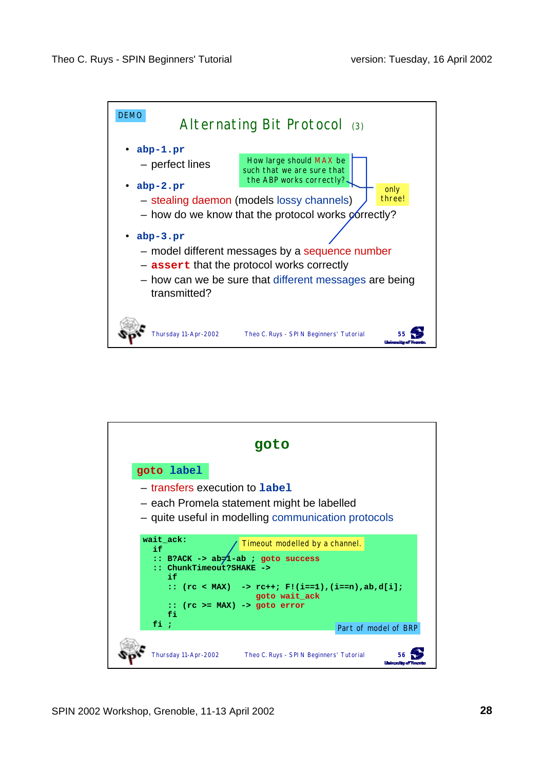DEMO

## Alternating Bit Protocol (3)

- **abp-1.pr**
  - perfect lines
- **abp-2.pr**
  - stealing daemon (models lossy channels)
  - how do we know that the protocol works correctly?
- **abp-3.pr**
  - model different messages by a sequence number
  - **assert** that the protocol works correctly
  - how can we be sure that different messages are being transmitted?

How large should MAX be such that we are sure that the ABP works correctly?

only three!

## goto

**goto label**

- transfers execution to **label**
- each Promela statement might be labelled
- quite useful in modelling communication protocols

```
wait_ack:
  if
  :: B?ACK -> ab=1-ab ; goto success
  :: ChunkTimeout?SHAKE ->
     if
     :: (rc < MAX)  -> rc++; F!(i==1),(i==n),ab,d[i];
                       goto wait_ack
     :: (rc >= MAX) -> goto error
     fi
  fi ;
```

Timeout modelled by a channel.

Part of model of BRP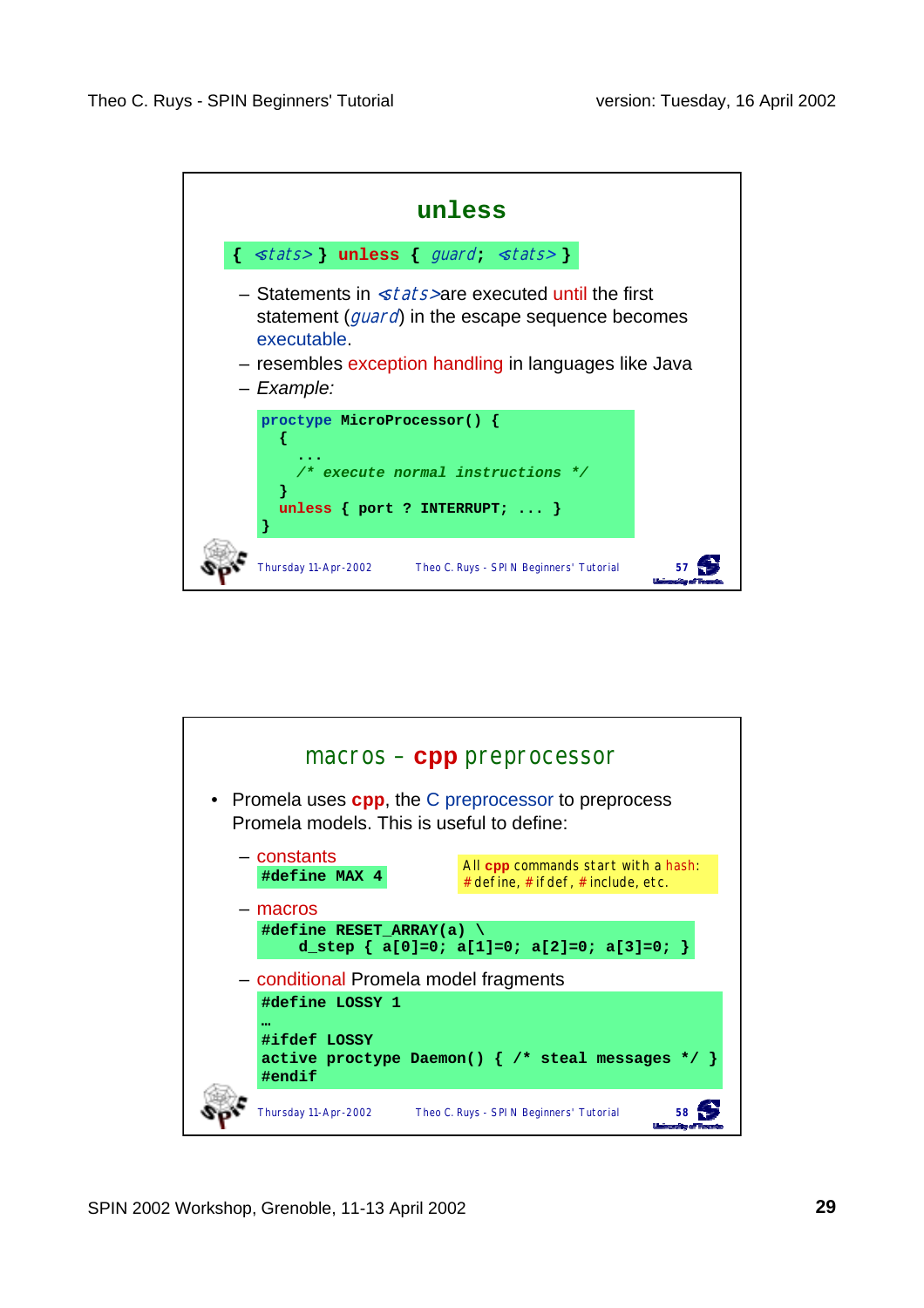## unless

```
{ <stats> } unless { guard; <stats> }
```

- Statements in *<stats>* are executed until the first statement (*guard*) in the escape sequence becomes executable.
- resembles exception handling in languages like Java
- *Example:*

```
proctype MicroProcessor() {
  {
    ...
    /* execute normal instructions */
  }
  unless { port ? INTERRUPT; ... }
}
```

## macros – cpp preprocessor

- Promela uses **cpp**, the C preprocessor to preprocess Promela models. This is useful to define:
  - constants

    ```
    #define MAX 4
    ```

    All **cpp** commands start with a hash: #define, #ifdef, #include, etc.

  - macros

    ```
    #define RESET_ARRAY(a) \
        d_step { a[0]=0; a[1]=0; a[2]=0; a[3]=0; }
    ```

  - conditional Promela model fragments

    ```
    #define LOSSY 1
    …
    #ifdef LOSSY
    active proctype Daemon() { /* steal messages */ }
    #endif
    ```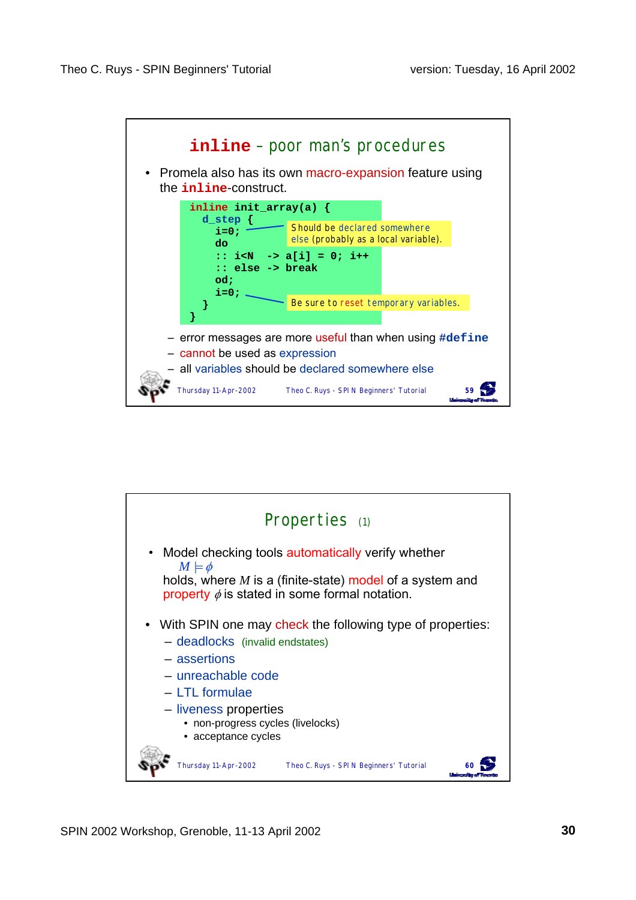## inline – poor man's procedures

- Promela also has its own macro-expansion feature using the **inline**-construct.

```
inline init_array(a) {
  d_step {
    i=0;
    do
    :: i<N  -> a[i] = 0; i++
    :: else -> break
    od;
    i=0;
  }
}
```

Should be declared somewhere else (probably as a local variable).

Be sure to reset temporary variables.

- error messages are more useful than when using **#define**
- cannot be used as expression
- all variables should be declared somewhere else

## Properties (1)

- Model checking tools automatically verify whether
  $M \models \phi$
  holds, where $M$ is a (finite-state) model of a system and property $\phi$ is stated in some formal notation.

- With SPIN one may check the following type of properties:
  - deadlocks (invalid endstates)
  - assertions
  - unreachable code
  - LTL formulae
  - liveness properties
    - non-progress cycles (livelocks)
    - acceptance cycles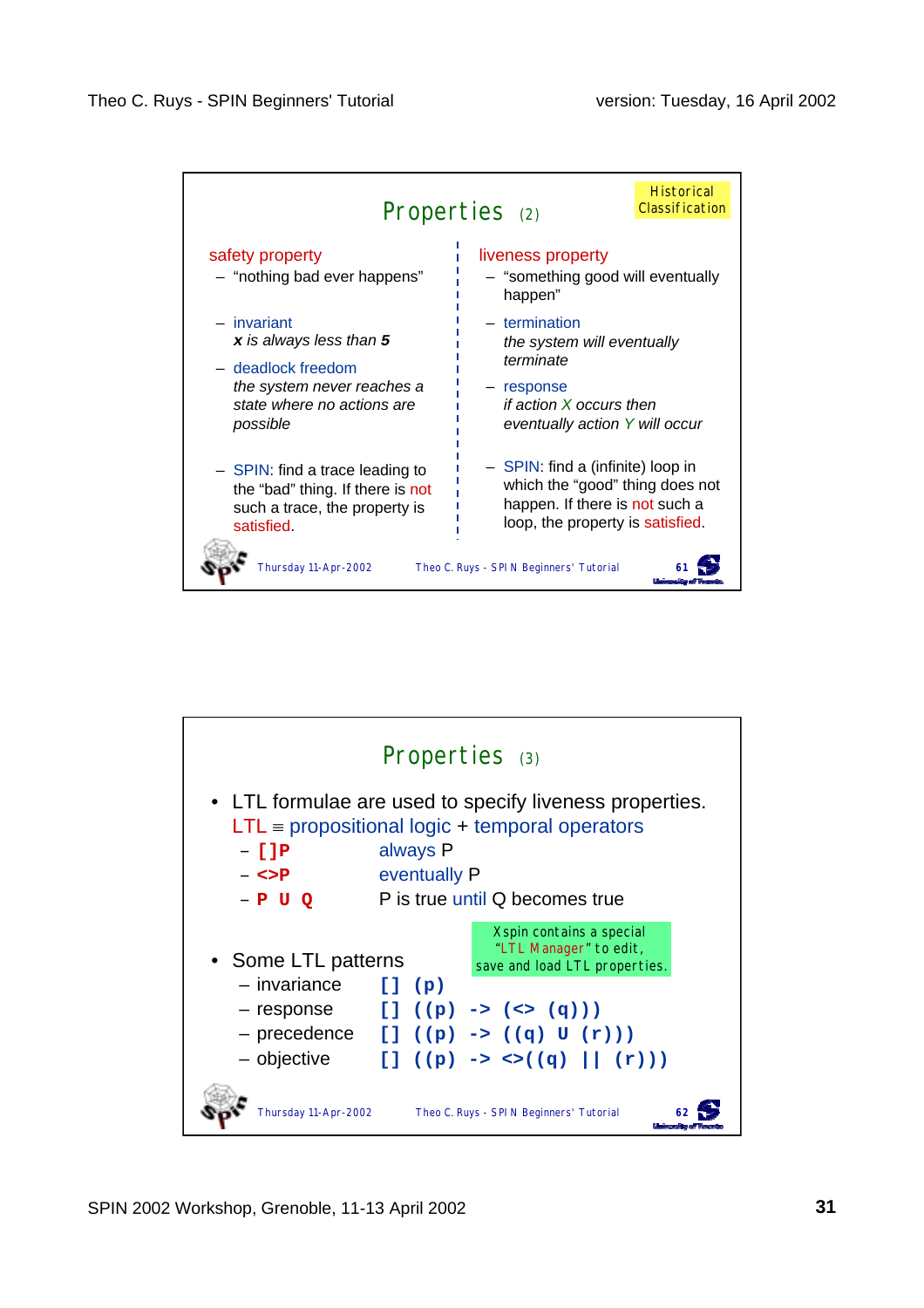## Properties (2)

Historical Classification

**safety property**
- "nothing bad ever happens"
- invariant
  *x is always less than **5***
- deadlock freedom
  *the system never reaches a state where no actions are possible*
- SPIN: find a trace leading to the "bad" thing. If there is not such a trace, the property is satisfied.

**liveness property**
- "something good will eventually happen"
- termination
  *the system will eventually terminate*
- response
  *if action X occurs then eventually action Y will occur*
- SPIN: find a (infinite) loop in which the "good" thing does not happen. If there is not such a loop, the property is satisfied.

## Properties (3)

- LTL formulae are used to specify liveness properties.
  LTL ≡ propositional logic + temporal operators
  - `[]P` always P
  - `<>P` eventually P
  - `P U Q` P is true until Q becomes true

Xspin contains a special "LTL Manager" to edit, save and load LTL properties.

- Some LTL patterns
  - invariance `[] (p)`
  - response `[] ((p) -> (<> (q)))`
  - precedence `[] ((p) -> ((q) U (r)))`
  - objective `[] ((p) -> <>((q) || (r)))`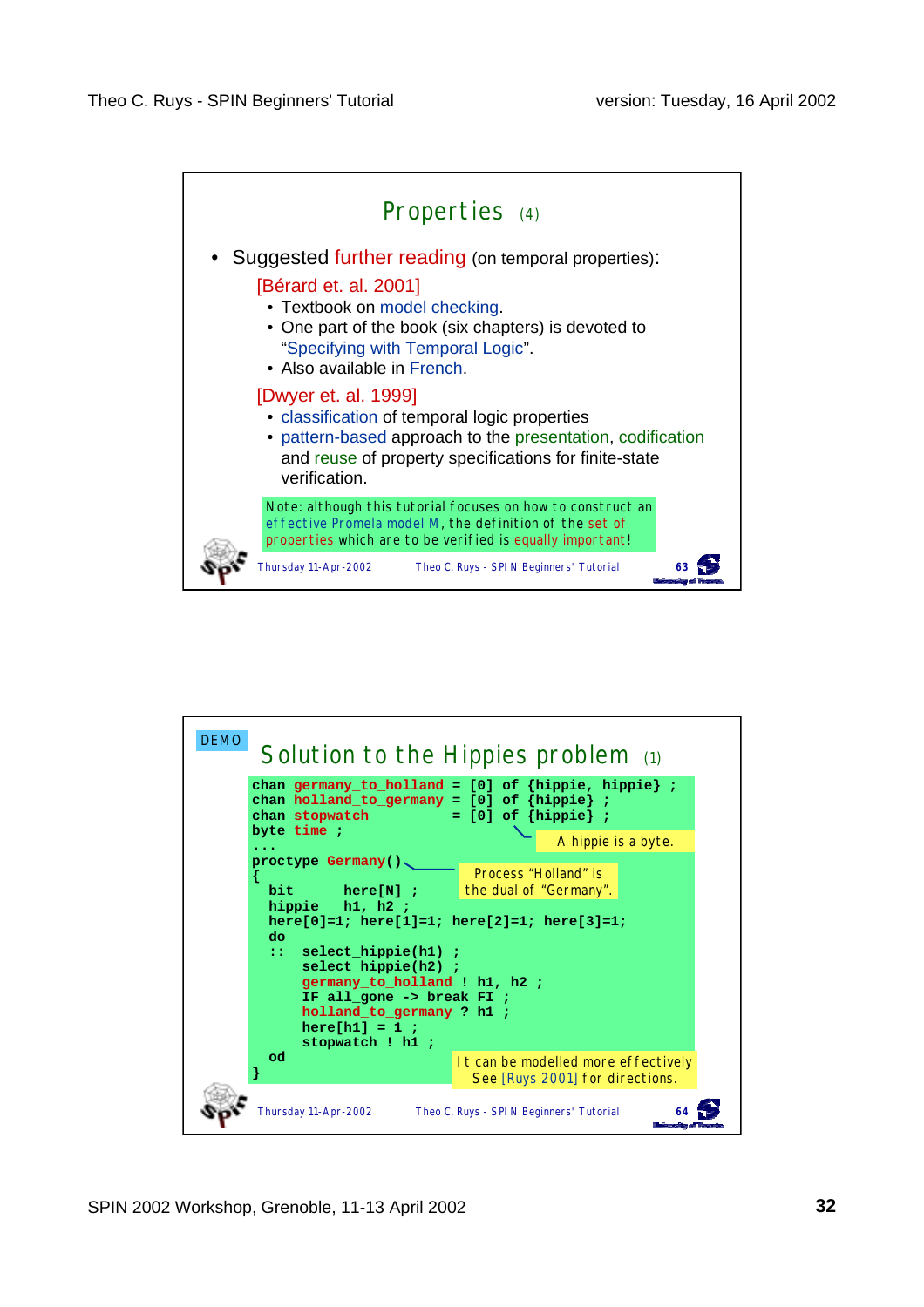## Properties (4)

- Suggested further reading (on temporal properties):

  [Bérard et. al. 2001]
  - Textbook on model checking.
  - One part of the book (six chapters) is devoted to "Specifying with Temporal Logic".
  - Also available in French.

  [Dwyer et. al. 1999]
  - classification of temporal logic properties
  - pattern-based approach to the presentation, codification and reuse of property specifications for finite-state verification.

Note: although this tutorial focuses on how to construct an effective Promela model M, the definition of the set of properties which are to be verified is equally important!

## DEMO — Solution to the Hippies problem (1)

```
chan germany_to_holland = [0] of {hippie, hippie} ;
chan holland_to_germany = [0] of {hippie} ;
chan stopwatch          = [0] of {hippie} ;
byte time ;
...
proctype Germany()
{
  bit      here[N] ;
  hippie   h1, h2 ;
  here[0]=1; here[1]=1; here[2]=1; here[3]=1;
  do
  ::  select_hippie(h1) ;
      select_hippie(h2) ;
      germany_to_holland ! h1, h2 ;
      IF all_gone -> break FI ;
      holland_to_germany ? h1 ;
      here[h1] = 1 ;
      stopwatch ! h1 ;
  od
}
```

A hippie is a byte.

Process "Holland" is the dual of "Germany".

It can be modelled more effectively. See [Ruys 2001] for directions.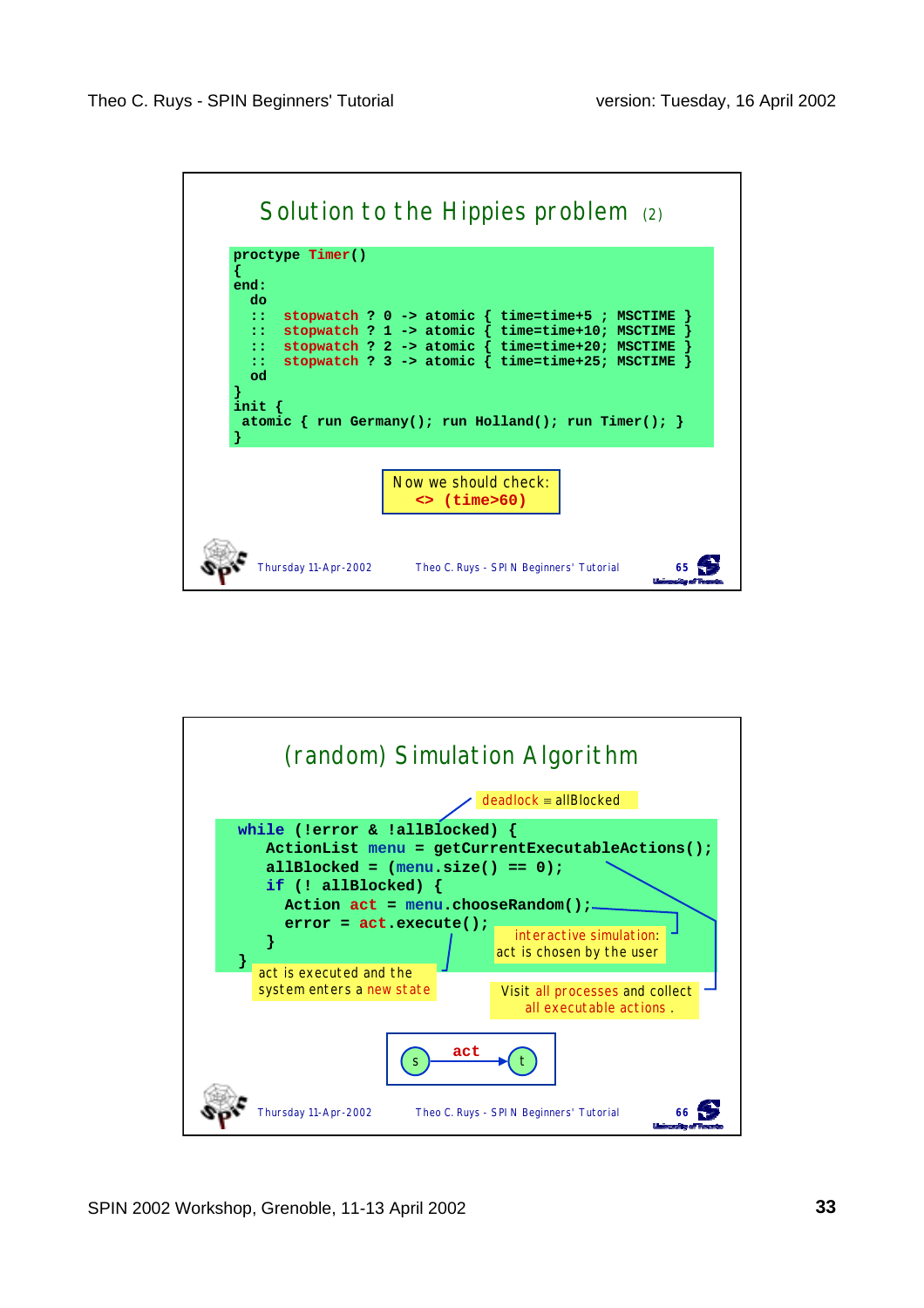## Solution to the Hippies problem (2)

```
proctype Timer()
{
end:
  do
  ::  stopwatch ? 0 -> atomic { time=time+5 ; MSCTIME }
  ::  stopwatch ? 1 -> atomic { time=time+10; MSCTIME }
  ::  stopwatch ? 2 -> atomic { time=time+20; MSCTIME }
  ::  stopwatch ? 3 -> atomic { time=time+25; MSCTIME }
  od
}
init {
 atomic { run Germany(); run Holland(); run Timer(); }
}
```

Now we should check:
**<> (time>60)**

## (random) Simulation Algorithm

deadlock ≡ allBlocked

```
while (!error & !allBlocked) {
    ActionList menu = getCurrentExecutableActions();
    allBlocked = (menu.size() == 0);
    if (! allBlocked) {
      Action act = menu.chooseRandom();
      error = act.execute();
    }
}
```

interactive simulation: act is chosen by the user

act is executed and the system enters a new state

Visit all processes and collect all executable actions.

s —act→ t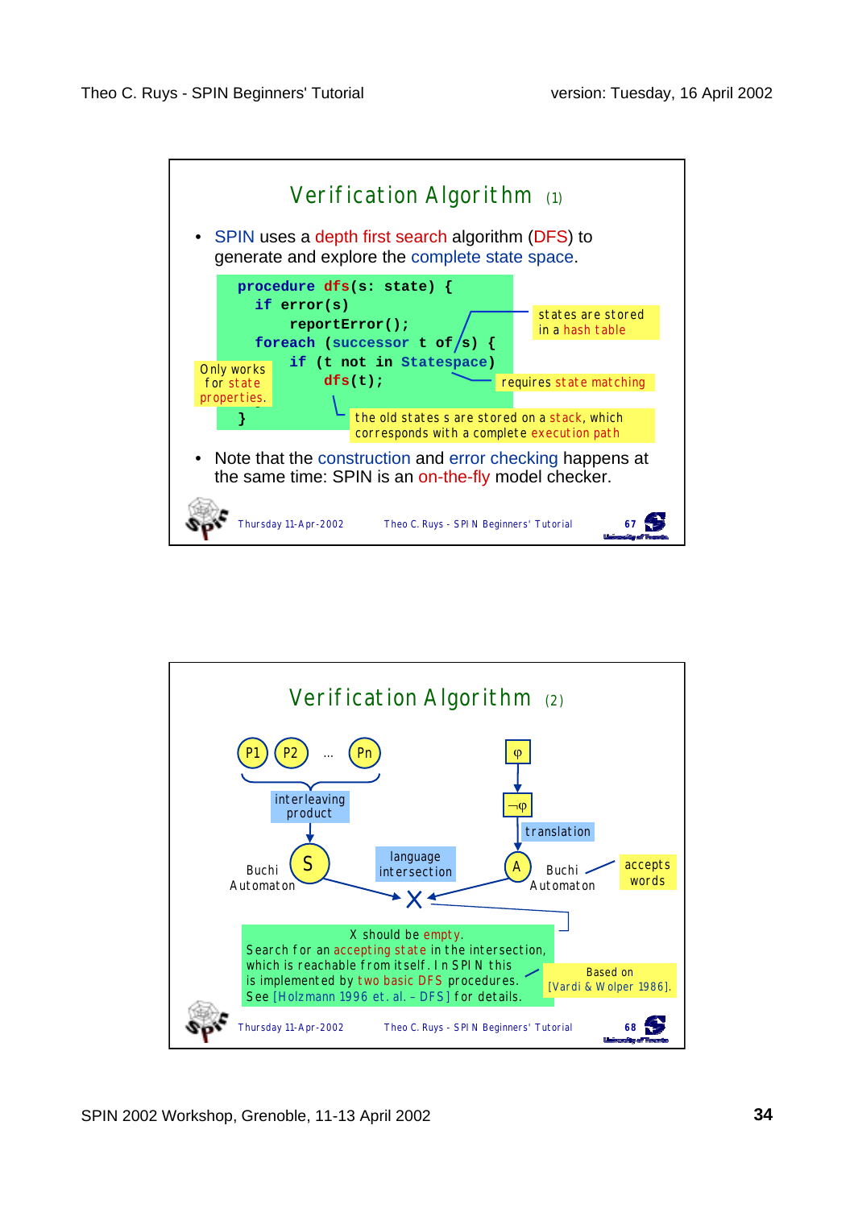## Verification Algorithm (1)

- SPIN uses a depth first search algorithm (DFS) to generate and explore the complete state space.

```
procedure dfs(s: state) {
  if error(s)
     reportError();
  foreach (successor t of s) {
     if (t not in Statespace)
        dfs(t);
  }
}
```

- states are stored in a hash table
- requires state matching
- Only works for state properties.
- the old states s are stored on a stack, which corresponds with a complete execution path

- Note that the construction and error checking happens at the same time: SPIN is an on-the-fly model checker.

## Verification Algorithm (2)

P1, P2, ..., Pn → interleaving product → Buchi Automaton S

φ → ¬φ → translation → Buchi Automaton A (accepts words)

S and A → language intersection → X

X should be empty.
Search for an accepting state in the intersection, which is reachable from itself. In SPIN this is implemented by two basic DFS procedures.
See [Holzmann 1996 et. al. – DFS] for details.

Based on [Vardi & Wolper 1986].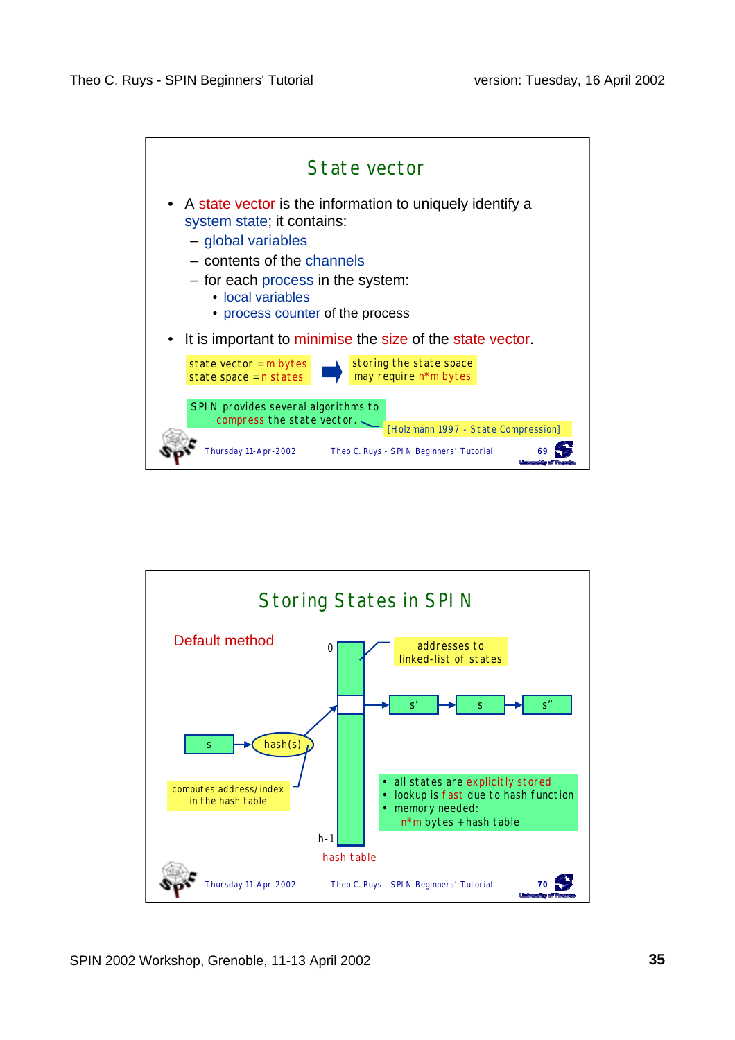## State vector

- A state vector is the information to uniquely identify a system state; it contains:
  - global variables
  - contents of the channels
  - for each process in the system:
    - local variables
    - process counter of the process
- It is important to minimise the size of the state vector.

state vector = m bytes
state space = n states
➡ storing the state space may require n*m bytes

SPIN provides several algorithms to compress the state vector.

[Holzmann 1997 - State Compression]

## Storing States in SPIN

Default method

0

addresses to linked-list of states

s' → s → s''

s → hash(s)

computes address/index in the hash table

h-1

hash table

- all states are explicitly stored
- lookup is fast due to hash function
- memory needed:
  n*m bytes + hash table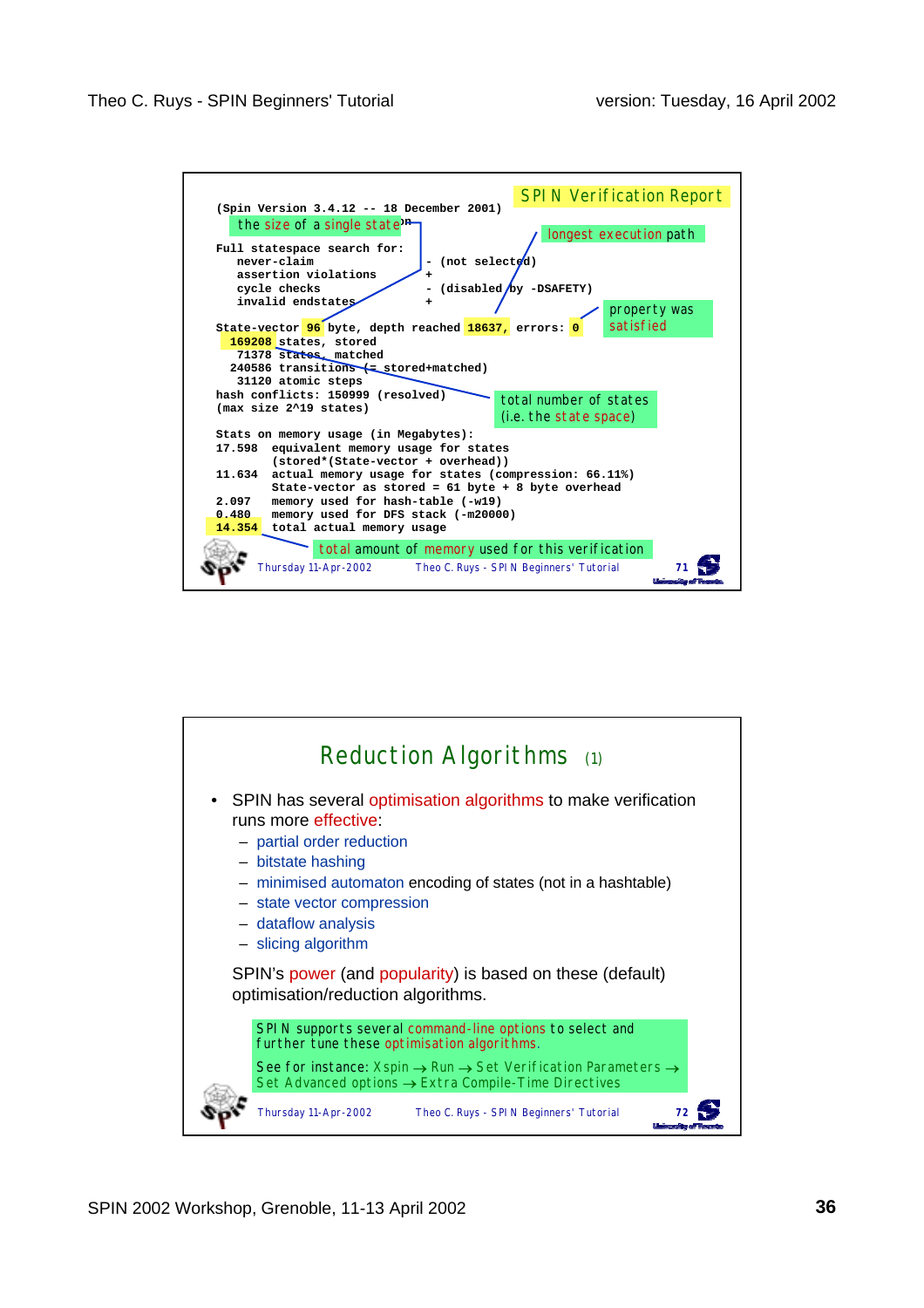## SPIN Verification Report

```
(Spin Version 3.4.12 -- 18 December 2001)

Full statespace search for:
    never-claim                 - (not selected)
    assertion violations        +
    cycle checks                - (disabled by -DSAFETY)
    invalid endstates           +

State-vector 96 byte, depth reached 18637, errors: 0
  169208 states, stored
   71378 states, matched
  240586 transitions (= stored+matched)
   31120 atomic steps
hash conflicts: 150999 (resolved)
(max size 2^19 states)

Stats on memory usage (in Megabytes):
17.598   equivalent memory usage for states
         (stored*(State-vector + overhead))
11.634   actual memory usage for states (compression: 66.11%)
         State-vector as stored = 61 byte + 8 byte overhead
2.097    memory used for hash-table (-w19)
0.480    memory used for DFS stack (-m20000)
14.354   total actual memory usage
```

- the size of a single state
- longest execution path
- property was satisfied
- total number of states (i.e. the state space)
- total amount of memory used for this verification

Thursday 11-Apr-2002 Theo C. Ruys - SPIN Beginners' Tutorial 71

## Reduction Algorithms (1)

- SPIN has several optimisation algorithms to make verification runs more effective:
  - partial order reduction
  - bitstate hashing
  - minimised automaton encoding of states (not in a hashtable)
  - state vector compression
  - dataflow analysis
  - slicing algorithm

  SPIN's power (and popularity) is based on these (default) optimisation/reduction algorithms.

SPIN supports several command-line options to select and further tune these optimisation algorithms.

See for instance: Xspin → Run → Set Verification Parameters → Set Advanced options → Extra Compile-Time Directives

Thursday 11-Apr-2002 Theo C. Ruys - SPIN Beginners' Tutorial 72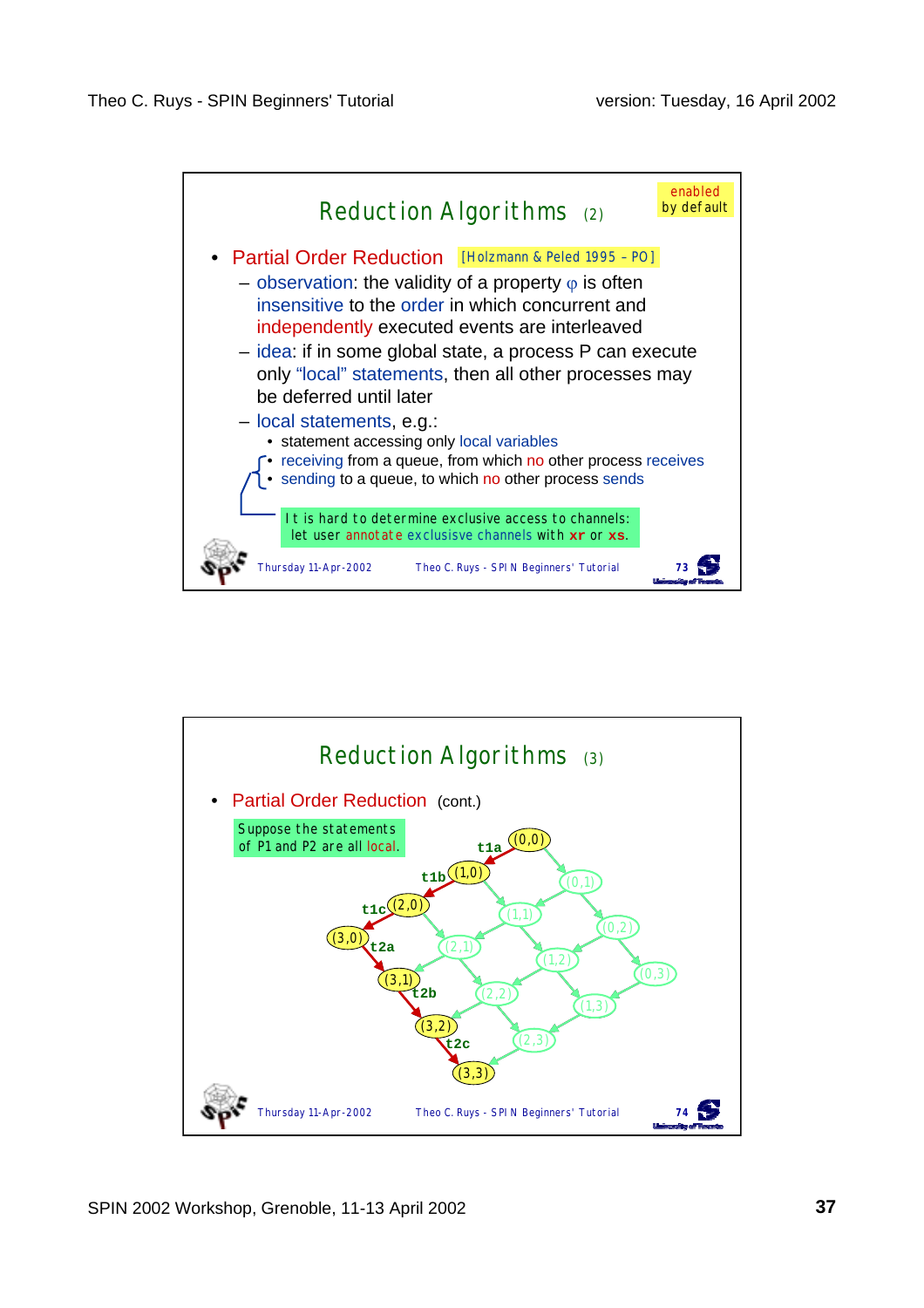## Reduction Algorithms (2)

enabled by default

- Partial Order Reduction [Holzmann & Peled 1995 – PO]
  - observation: the validity of a property $\varphi$ is often insensitive to the order in which concurrent and independently executed events are interleaved
  - idea: if in some global state, a process P can execute only "local" statements, then all other processes may be deferred until later
  - local statements, e.g.:
    - statement accessing only local variables
    - receiving from a queue, from which no other process receives
    - sending to a queue, to which no other process sends

It is hard to determine exclusive access to channels: let user annotate exclusisve channels with **xr** or **xs**.

## Reduction Algorithms (3)

- Partial Order Reduction (cont.)

Suppose the statements of P1 and P2 are all local.

(0,0) –t1a→ (1,0) –t1b→ (2,0) –t1c→ (3,0) –t2a→ (3,1) –t2b→ (3,2) –t2c→ (3,3)

Other states: (0,1), (1,1), (0,2), (2,1), (1,2), (0,3), (2,2), (1,3), (2,3)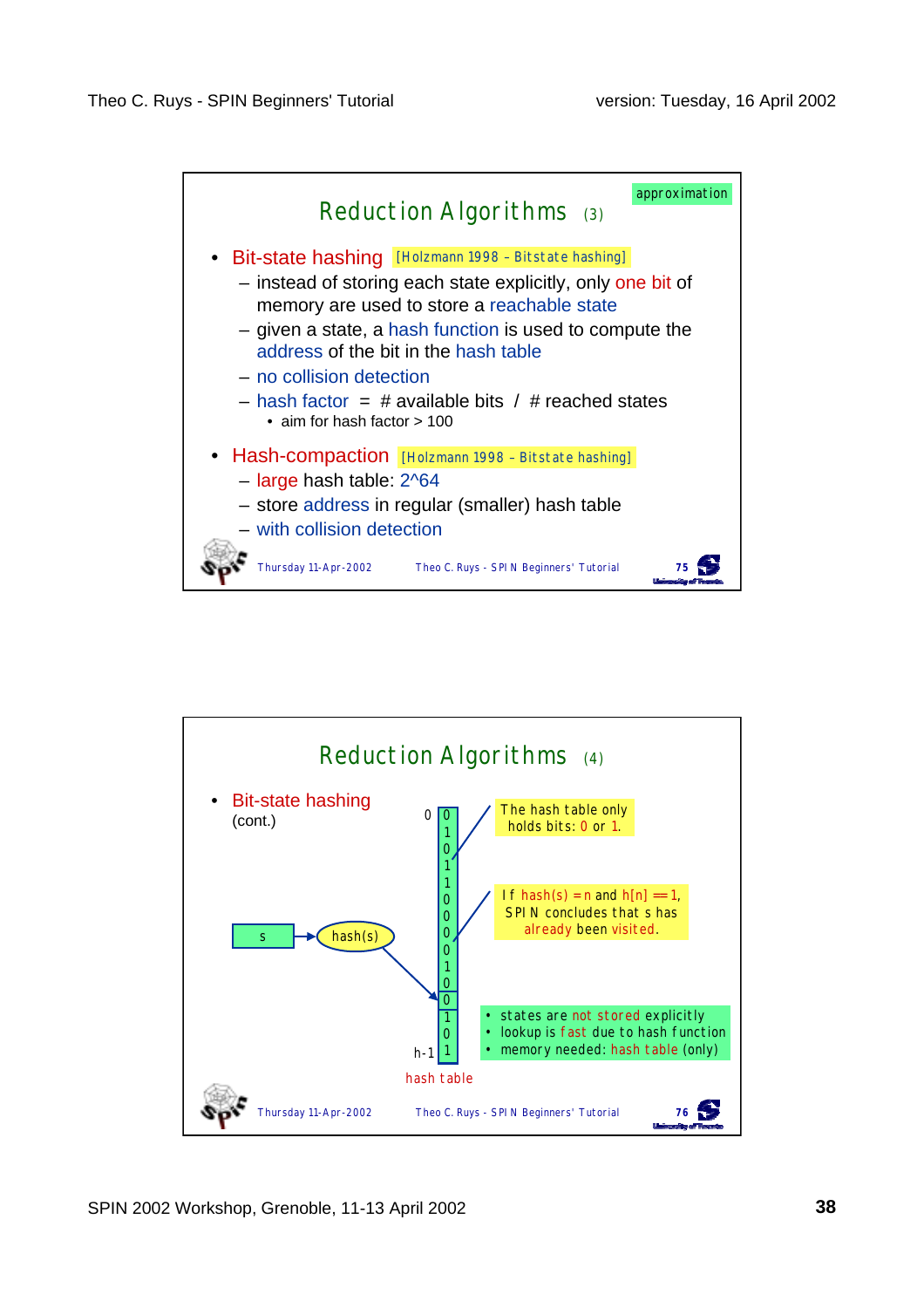## Reduction Algorithms (3)

approximation

- Bit-state hashing [Holzmann 1998 – Bitstate hashing]
  - instead of storing each state explicitly, only one bit of memory are used to store a reachable state
  - given a state, a hash function is used to compute the address of the bit in the hash table
  - no collision detection
  - hash factor = # available bits / # reached states
    - aim for hash factor > 100
- Hash-compaction [Holzmann 1998 – Bitstate hashing]
  - large hash table: 2^64
  - store address in regular (smaller) hash table
  - with collision detection

## Reduction Algorithms (4)

- Bit-state hashing (cont.)

s → hash(s) → hash table

hash table (indices 0 … h-1): 0 1 0 1 1 0 0 0 0 1 0 0 1 0 1

The hash table only holds bits: 0 or 1.

If hash(s) = n and h[n] == 1, SPIN concludes that s has already been visited.

- states are not stored explicitly
- lookup is fast due to hash function
- memory needed: hash table (only)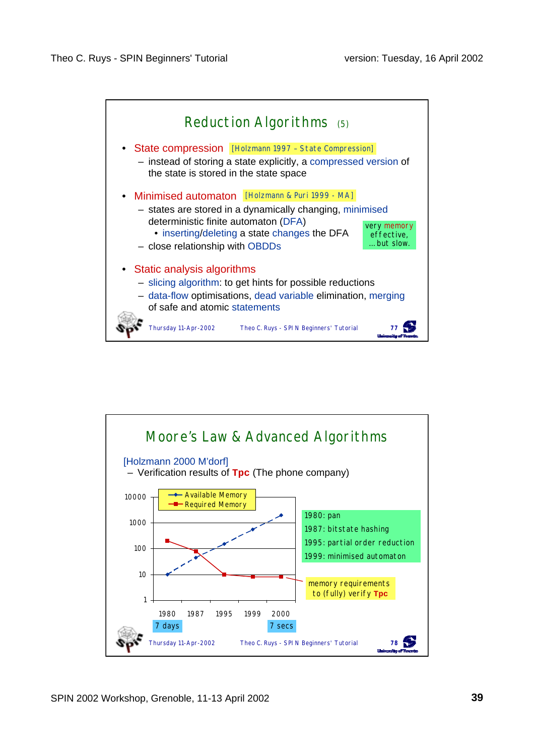## Reduction Algorithms (5)

- State compression [Holzmann 1997 – State Compression]
  - instead of storing a state explicitly, a compressed version of the state is stored in the state space
- Minimised automaton [Holzmann & Puri 1999 - MA]
  - states are stored in a dynamically changing, minimised deterministic finite automaton (DFA)
    - inserting/deleting a state changes the DFA
  - close relationship with OBDDs

very memory effective, ...but slow.

- Static analysis algorithms
  - slicing algorithm: to get hints for possible reductions
  - data-flow optimisations, dead variable elimination, merging of safe and atomic statements

## Moore's Law & Advanced Algorithms

[Holzmann 2000 M'dorf]

- Verification results of **Tpc** (The phone company)

| Year | Available Memory | Required Memory |
|---|---|---|
| 1980 | 10 | 200 |
| 1987 | 50 | 80 |
| 1995 | 150 | 10 |
| 1999 | 600 | 8 |
| 2000 | 2000 | 8 |

1980: pan
1987: bitstate hashing
1995: partial order reduction
1999: minimised automaton

memory requirements to (fully) verify **Tpc**

1980: 7 days
2000: 7 secs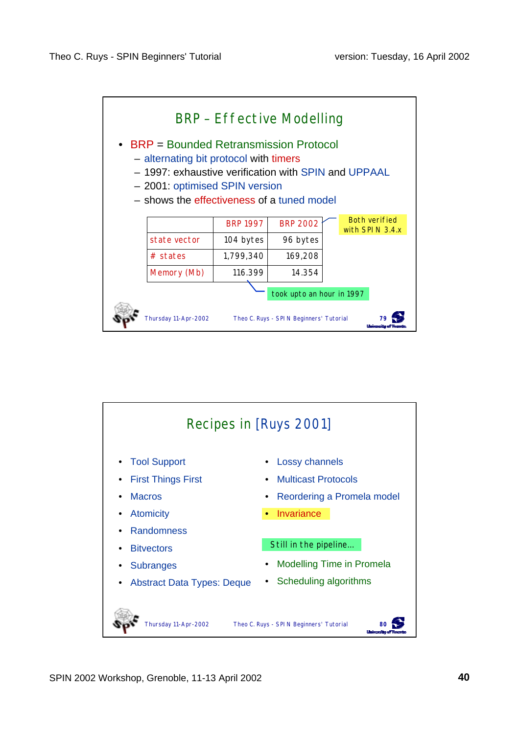## BRP – Effective Modelling

- BRP = Bounded Retransmission Protocol
  - alternating bit protocol with timers
  - 1997: exhaustive verification with SPIN and UPPAAL
  - 2001: optimised SPIN version
  - shows the effectiveness of a tuned model

| | BRP 1997 | BRP 2002 |
|---|---|---|
| state vector | 104 bytes | 96 bytes |
| # states | 1,799,340 | 169,208 |
| Memory (Mb) | 116.399 | 14.354 |

Both verified with SPIN 3.4.x

took upto an hour in 1997

## Recipes in [Ruys 2001]

- Tool Support
- First Things First
- Macros
- Atomicity
- Randomness
- Bitvectors
- Subranges
- Abstract Data Types: Deque
- Lossy channels
- Multicast Protocols
- Reordering a Promela model
- Invariance

Still in the pipeline...

- Modelling Time in Promela
- Scheduling algorithms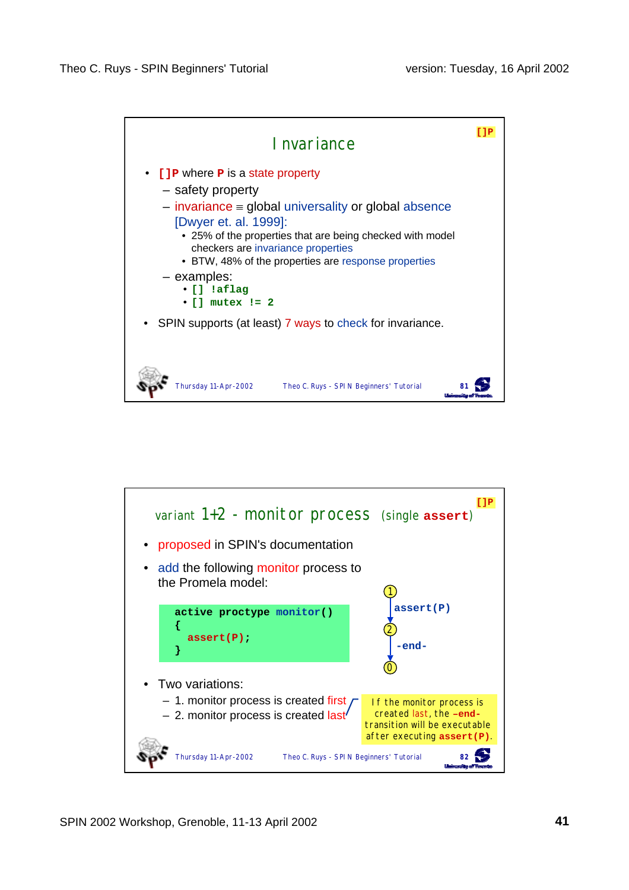## Invariance

[]P

- **[]P** where **P** is a state property
  - safety property
  - invariance ≡ global universality or global absence [Dwyer et. al. 1999]:
    - 25% of the properties that are being checked with model checkers are invariance properties
    - BTW, 48% of the properties are response properties
  - examples:
    - `[] !aflag`
    - `[] mutex != 2`
- SPIN supports (at least) 7 ways to check for invariance.

Thursday 11-Apr-2002 — Theo C. Ruys - SPIN Beginners' Tutorial — 81

## variant 1+2 - monitor process (single **assert**)

[]P

- proposed in SPIN's documentation
- add the following monitor process to the Promela model:

```
active proctype monitor()
{
  assert(P);
}
```

1 —`assert(P)`→ 2 —`-end-`→ 0

- Two variations:
  - 1. monitor process is created first
  - 2. monitor process is created last

If the monitor process is created last, the **-end-** transition will be executable after executing **assert(P)**.

Thursday 11-Apr-2002 — Theo C. Ruys - SPIN Beginners' Tutorial — 82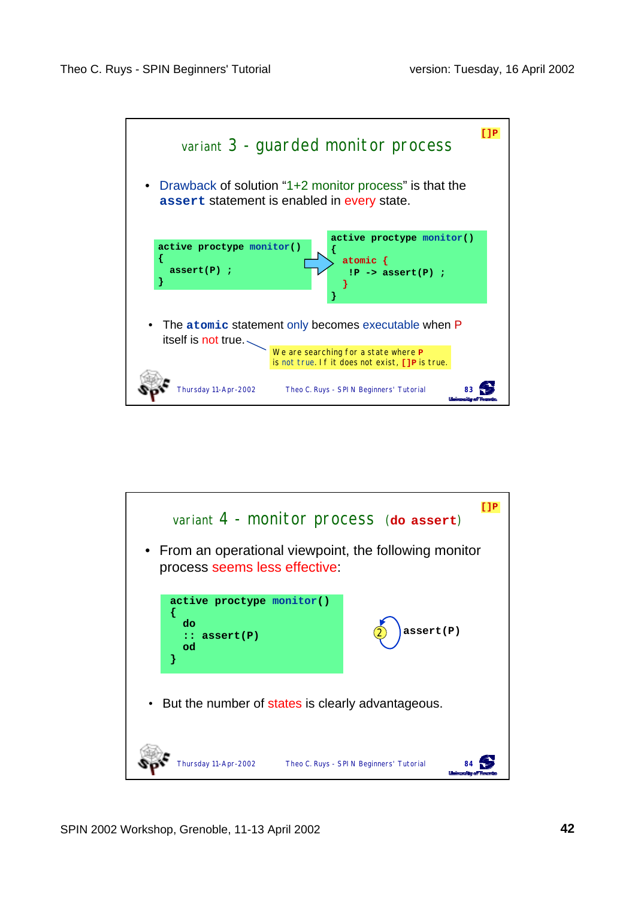## variant 3 - guarded monitor process

[]P

- Drawback of solution "1+2 monitor process" is that the **assert** statement is enabled in every state.

```
active proctype monitor()
{
  assert(P) ;
}
```

```
active proctype monitor()
{
  atomic {
    !P -> assert(P) ;
  }
}
```

- The **atomic** statement only becomes executable when P itself is not true.

We are searching for a state where P is not true. If it does not exist, []P is true.

## variant 4 - monitor process (do assert)

[]P

- From an operational viewpoint, the following monitor process seems less effective:

```
active proctype monitor()
{
  do
  :: assert(P)
  od
}
```

(2) assert(P)

- But the number of states is clearly advantageous.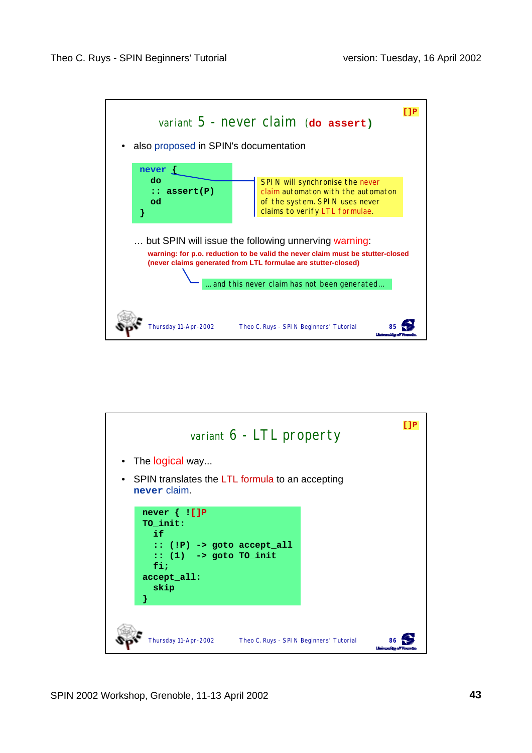## variant 5 - never claim (do assert)

[]P

- also proposed in SPIN's documentation

```
never {
  do
  :: assert(P)
  od
}
```

SPIN will synchronise the never claim automaton with the automaton of the system. SPIN uses never claims to verify LTL formulae.

… but SPIN will issue the following unnerving warning:

**warning: for p.o. reduction to be valid the never claim must be stutter-closed (never claims generated from LTL formulae are stutter-closed)**

…and this never claim has not been generated…

Thursday 11-Apr-2002 — Theo C. Ruys - SPIN Beginners' Tutorial — 85

## variant 6 - LTL property

[]P

- The logical way...
- SPIN translates the LTL formula to an accepting **never** claim.

```
never { ![]P
TO_init:
  if
  :: (!P) -> goto accept_all
  :: (1)  -> goto TO_init
  fi;
accept_all:
  skip
}
```

Thursday 11-Apr-2002 — Theo C. Ruys - SPIN Beginners' Tutorial — 86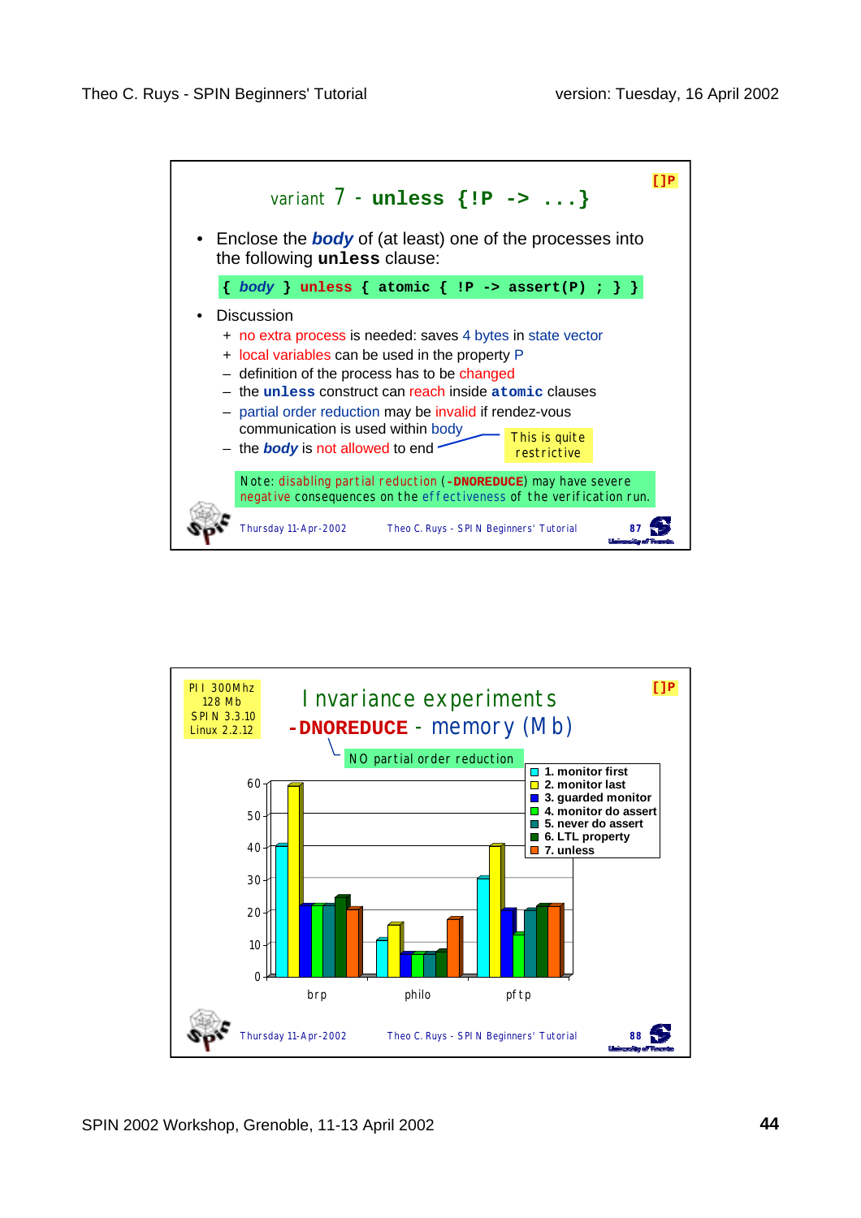## variant 7 - `unless {!P -> ...}`

[]P

- Enclose the ***body*** of (at least) one of the processes into the following **`unless`** clause:

```
{ body } unless { atomic { !P -> assert(P) ; } }
```

- Discussion
  - \+ no extra process is needed: saves 4 bytes in state vector
  - \+ local variables can be used in the property P
  - – definition of the process has to be changed
  - – the **`unless`** construct can reach inside **`atomic`** clauses
  - – partial order reduction may be invalid if rendez-vous communication is used within body
  - – the ***body*** is not allowed to end

This is quite restrictive

Note: disabling partial reduction (**-DNOREDUCE**) may have severe negative consequences on the effectiveness of the verification run.

Thursday 11-Apr-2002 — Theo C. Ruys - SPIN Beginners' Tutorial — 87

## Invariance experiments

## **-DNOREDUCE** - memory (Mb)

[]P

PII 300Mhz
128 Mb
SPIN 3.3.10
Linux 2.2.12

NO partial order reduction

Approximate values read from the bar chart (memory in Mb):

| | brp | philo | pftp |
|---|---|---|---|
| 1. monitor first | 40 | 11 | 30 |
| 2. monitor last | 59 | 16 | 40 |
| 3. guarded monitor | 22 | 7 | 21 |
| 4. monitor do assert | 22 | 7 | 13 |
| 5. never do assert | 22 | 7 | 20 |
| 6. LTL property | 25 | 8 | 22 |
| 7. unless | 21 | 18 | 22 |

Thursday 11-Apr-2002 — Theo C. Ruys - SPIN Beginners' Tutorial — 88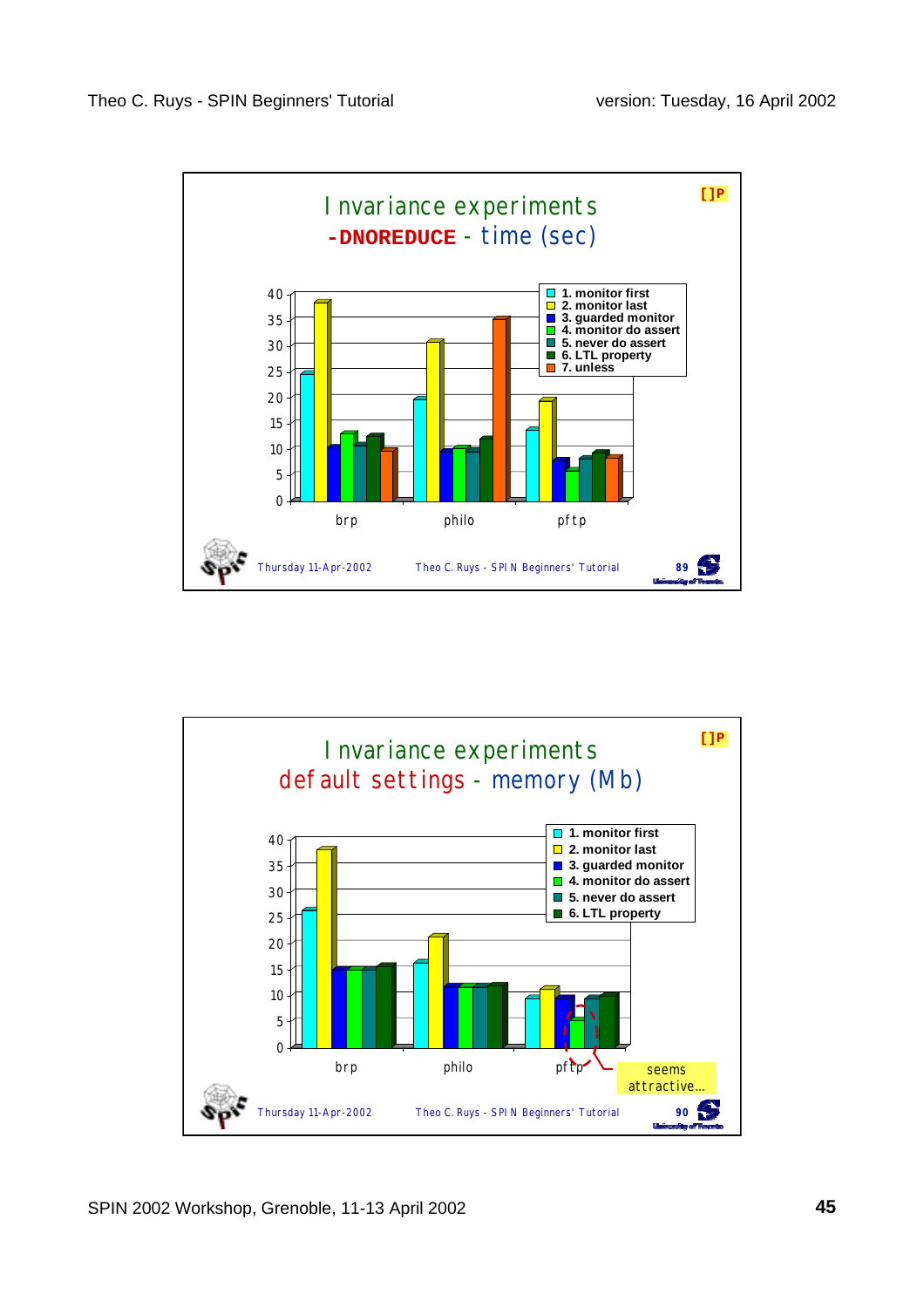## Invariance experiments
## -DNOREDUCE - time (sec)

[]P

- 1. monitor first
- 2. monitor last
- 3. guarded monitor
- 4. monitor do assert
- 5. never do assert
- 6. LTL property
- 7. unless

(bar chart: y-axis 0–40; groups brp, philo, pftp)

Thursday 11-Apr-2002 — Theo C. Ruys - SPIN Beginners' Tutorial — 89

## Invariance experiments
## default settings - memory (Mb)

[]P

- 1. monitor first
- 2. monitor last
- 3. guarded monitor
- 4. monitor do assert
- 5. never do assert
- 6. LTL property

(bar chart: y-axis 0–40; groups brp, philo, pftp)

seems attractive...

Thursday 11-Apr-2002 — Theo C. Ruys - SPIN Beginners' Tutorial — 90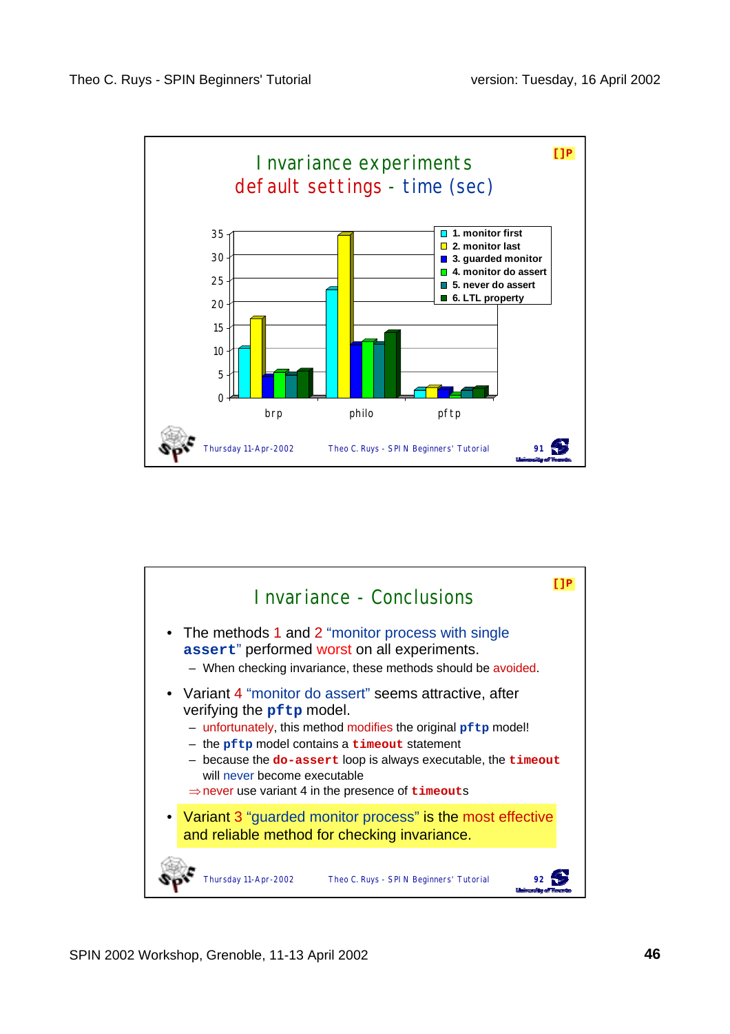## Invariance experiments
## default settings - time (sec)

[]P

| | brp | philo | pftp |
|---|---|---|---|
| 1. monitor first | 10.5 | 23 | 1.8 |
| 2. monitor last | 17 | 35 | 2.2 |
| 3. guarded monitor | 4.5 | 11.5 | 2 |
| 4. monitor do assert | 5.5 | 12 | 1 |
| 5. never do assert | 5 | 11.5 | 1.8 |
| 6. LTL property | 5.7 | 14 | 2.2 |

## Invariance - Conclusions

[]P

- The methods 1 and 2 "monitor process with single **`assert`**" performed worst on all experiments.
  - When checking invariance, these methods should be avoided.
- Variant 4 "monitor do assert" seems attractive, after verifying the **`pftp`** model.
  - unfortunately, this method modifies the original **`pftp`** model!
  - the **`pftp`** model contains a **`timeout`** statement
  - because the **`do-assert`** loop is always executable, the **`timeout`** will never become executable
  - ⇒ never use variant 4 in the presence of **`timeout`**s
- Variant 3 "guarded monitor process" is the most effective and reliable method for checking invariance.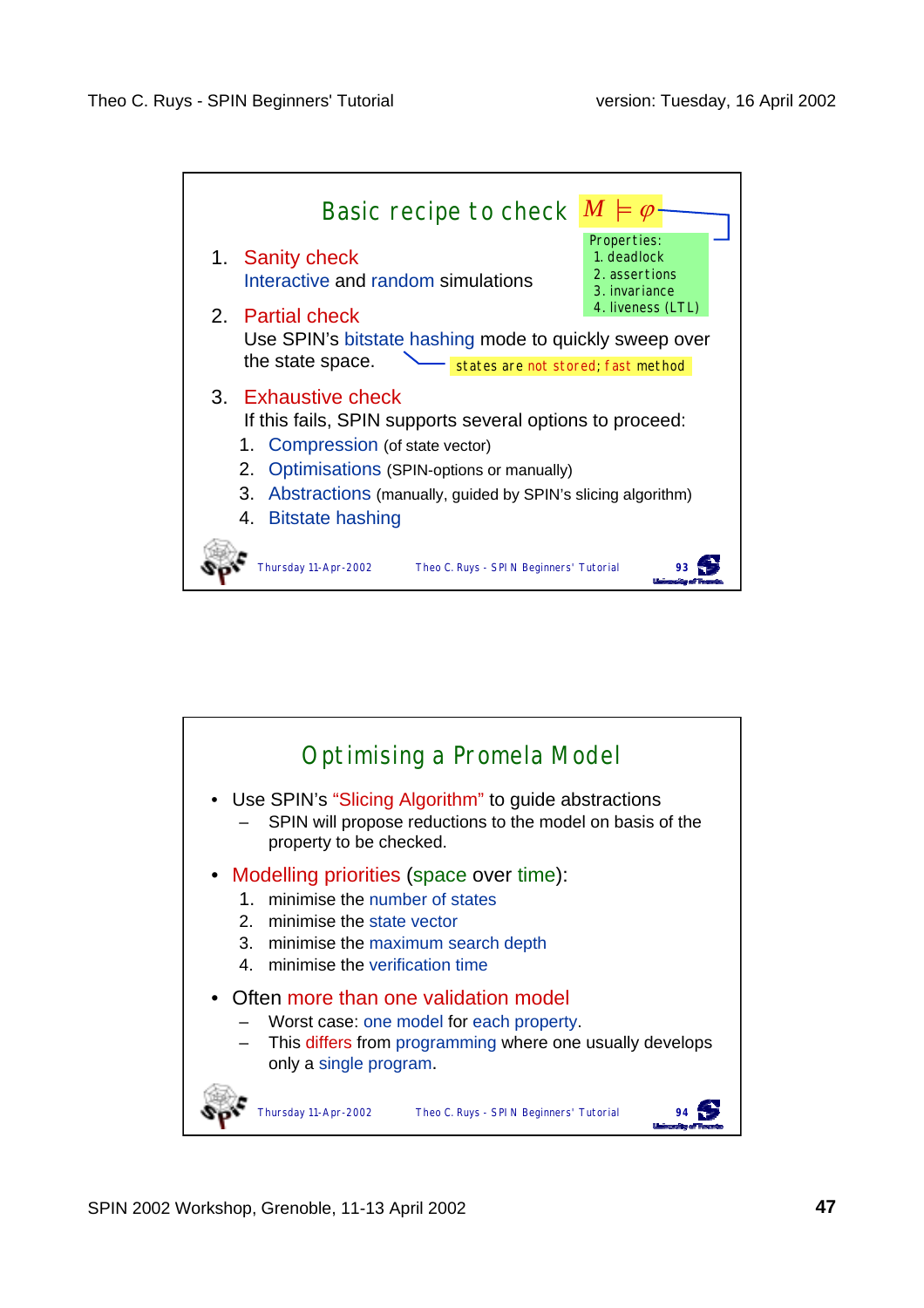## Basic recipe to check $M \models \varphi$

Properties:
1. deadlock
2. assertions
3. invariance
4. liveness (LTL)

1. Sanity check
   Interactive and random simulations
2. Partial check
   Use SPIN's bitstate hashing mode to quickly sweep over the state space.
   states are not stored; fast method
3. Exhaustive check
   If this fails, SPIN supports several options to proceed:
   1. Compression (of state vector)
   2. Optimisations (SPIN-options or manually)
   3. Abstractions (manually, guided by SPIN's slicing algorithm)
   4. Bitstate hashing

Thursday 11-Apr-2002 Theo C. Ruys - SPIN Beginners' Tutorial 93

## Optimising a Promela Model

- Use SPIN's "Slicing Algorithm" to guide abstractions
  - SPIN will propose reductions to the model on basis of the property to be checked.
- Modelling priorities (space over time):
  1. minimise the number of states
  2. minimise the state vector
  3. minimise the maximum search depth
  4. minimise the verification time
- Often more than one validation model
  - Worst case: one model for each property.
  - This differs from programming where one usually develops only a single program.

Thursday 11-Apr-2002 Theo C. Ruys - SPIN Beginners' Tutorial 94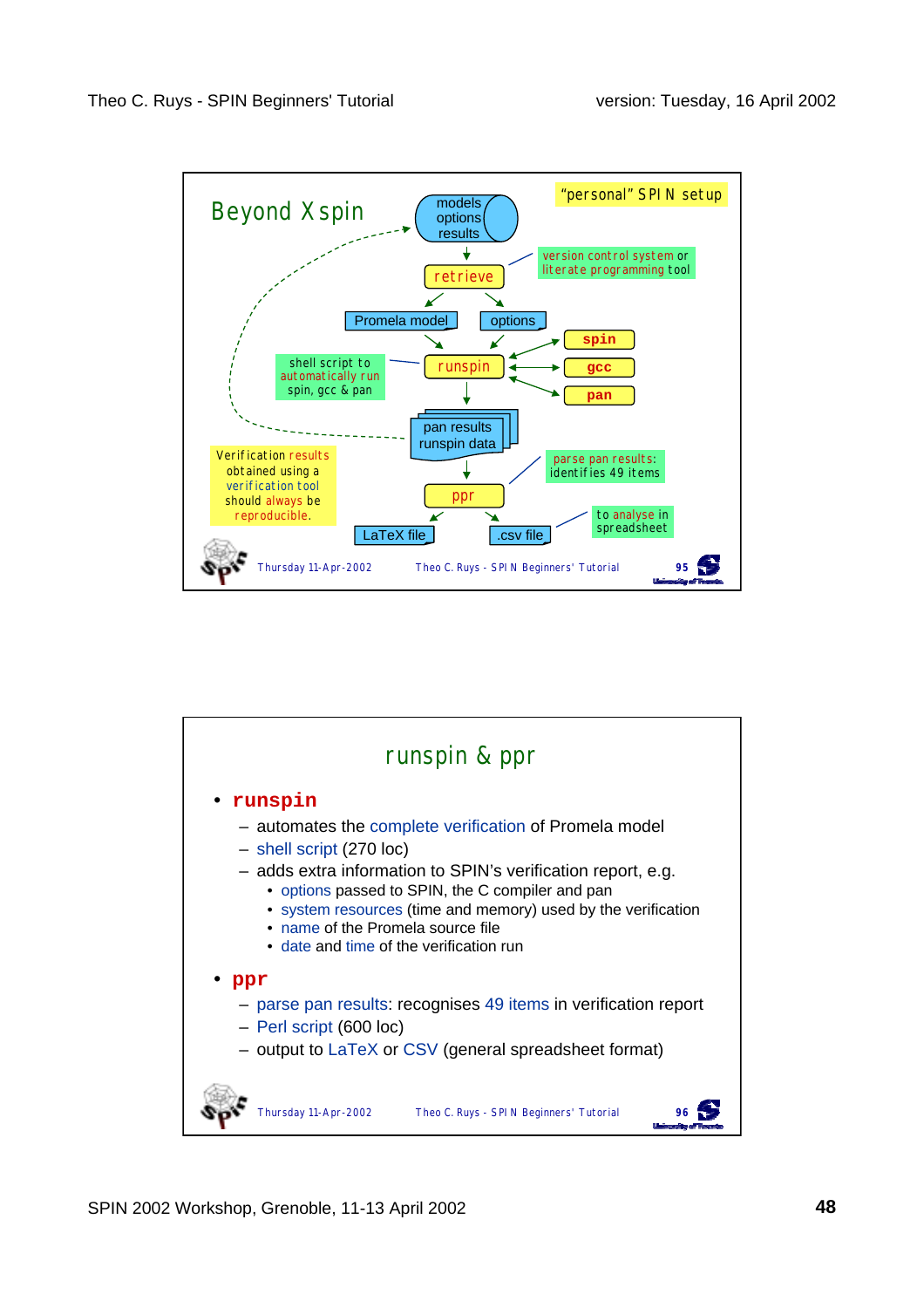## Beyond Xspin

"personal" SPIN setup

models / options / results

retrieve — version control system or literate programming tool

Promela model | options

runspin — shell script to automatically run spin, gcc & pan

spin | gcc | pan

pan results / runspin data

Verification results obtained using a verification tool should always be reproducible.

ppr — parse pan results: identifies 49 items

LaTeX file | .csv file — to analyse in spreadsheet

## runspin & ppr

- **runspin**
  - automates the complete verification of Promela model
  - shell script (270 loc)
  - adds extra information to SPIN's verification report, e.g.
    - options passed to SPIN, the C compiler and pan
    - system resources (time and memory) used by the verification
    - name of the Promela source file
    - date and time of the verification run
- **ppr**
  - parse pan results: recognises 49 items in verification report
  - Perl script (600 loc)
  - output to LaTeX or CSV (general spreadsheet format)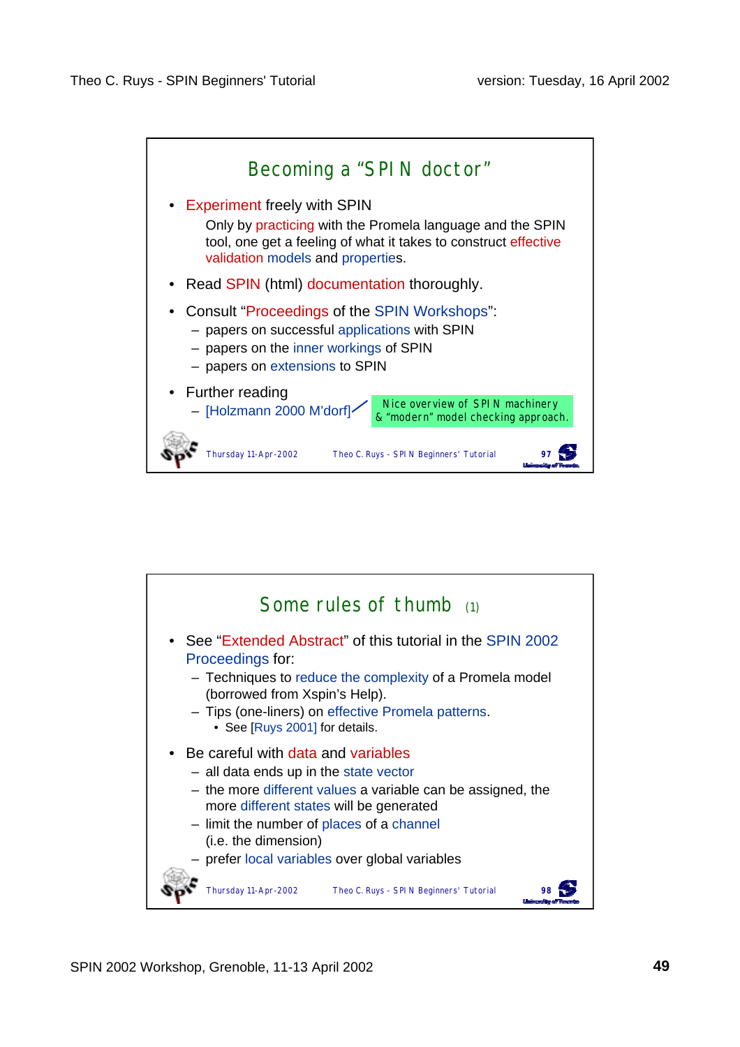## Becoming a "SPIN doctor"

- Experiment freely with SPIN

  Only by practicing with the Promela language and the SPIN tool, one get a feeling of what it takes to construct effective validation models and properties.

- Read SPIN (html) documentation thoroughly.
- Consult "Proceedings of the SPIN Workshops":
  - papers on successful applications with SPIN
  - papers on the inner workings of SPIN
  - papers on extensions to SPIN
- Further reading
  - [Holzmann 2000 M'dorf] — Nice overview of SPIN machinery & "modern" model checking approach.

## Some rules of thumb (1)

- See "Extended Abstract" of this tutorial in the SPIN 2002 Proceedings for:
  - Techniques to reduce the complexity of a Promela model (borrowed from Xspin's Help).
  - Tips (one-liners) on effective Promela patterns.
    - See [Ruys 2001] for details.
- Be careful with data and variables
  - all data ends up in the state vector
  - the more different values a variable can be assigned, the more different states will be generated
  - limit the number of places of a channel (i.e. the dimension)
  - prefer local variables over global variables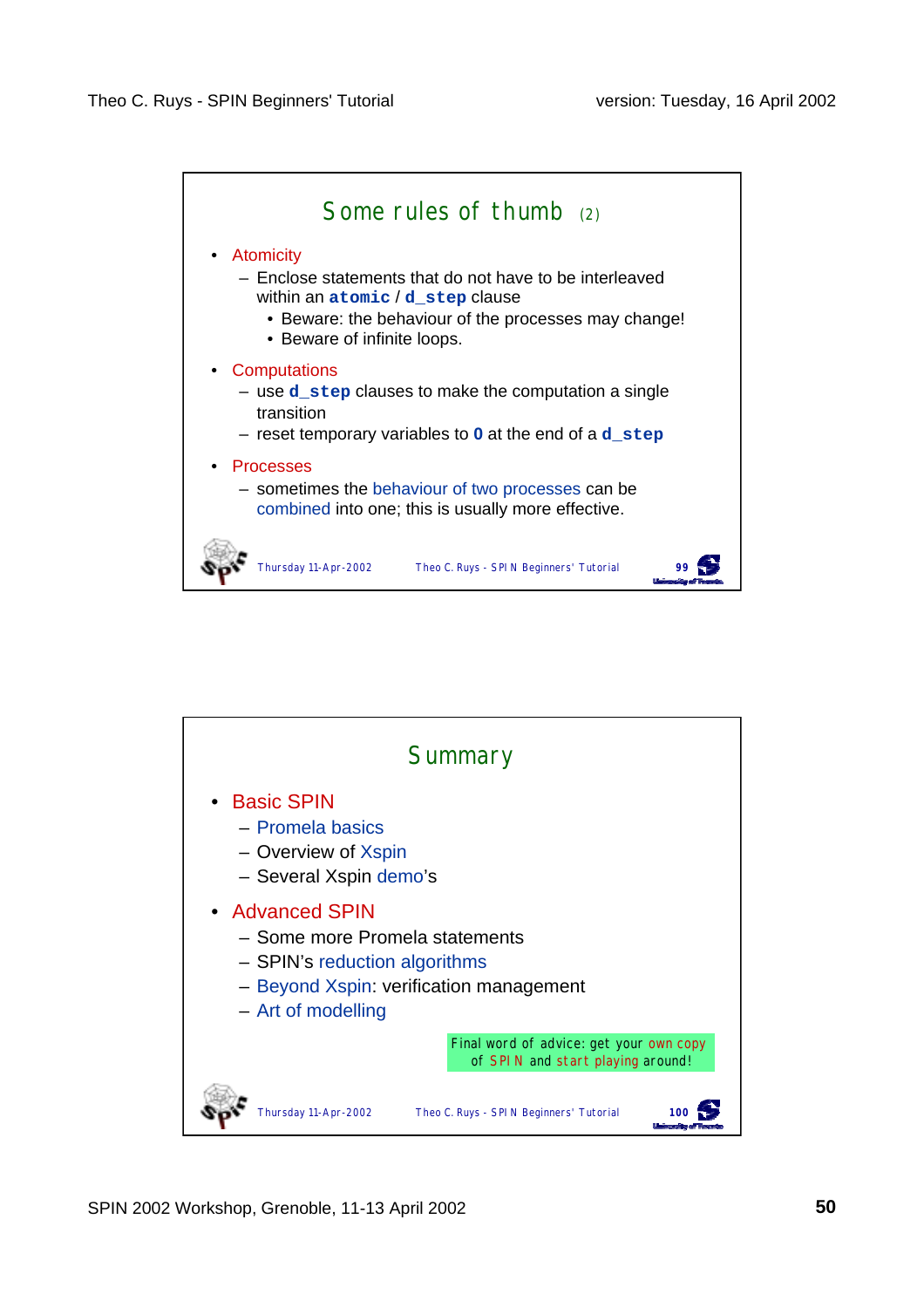## Some rules of thumb (2)

- Atomicity
  - Enclose statements that do not have to be interleaved within an `atomic` / `d_step` clause
    - Beware: the behaviour of the processes may change!
    - Beware of infinite loops.
- Computations
  - use `d_step` clauses to make the computation a single transition
  - reset temporary variables to `0` at the end of a `d_step`
- Processes
  - sometimes the behaviour of two processes can be combined into one; this is usually more effective.

## Summary

- Basic SPIN
  - Promela basics
  - Overview of Xspin
  - Several Xspin demo's
- Advanced SPIN
  - Some more Promela statements
  - SPIN's reduction algorithms
  - Beyond Xspin: verification management
  - Art of modelling

Final word of advice: get your own copy of SPIN and start playing around!